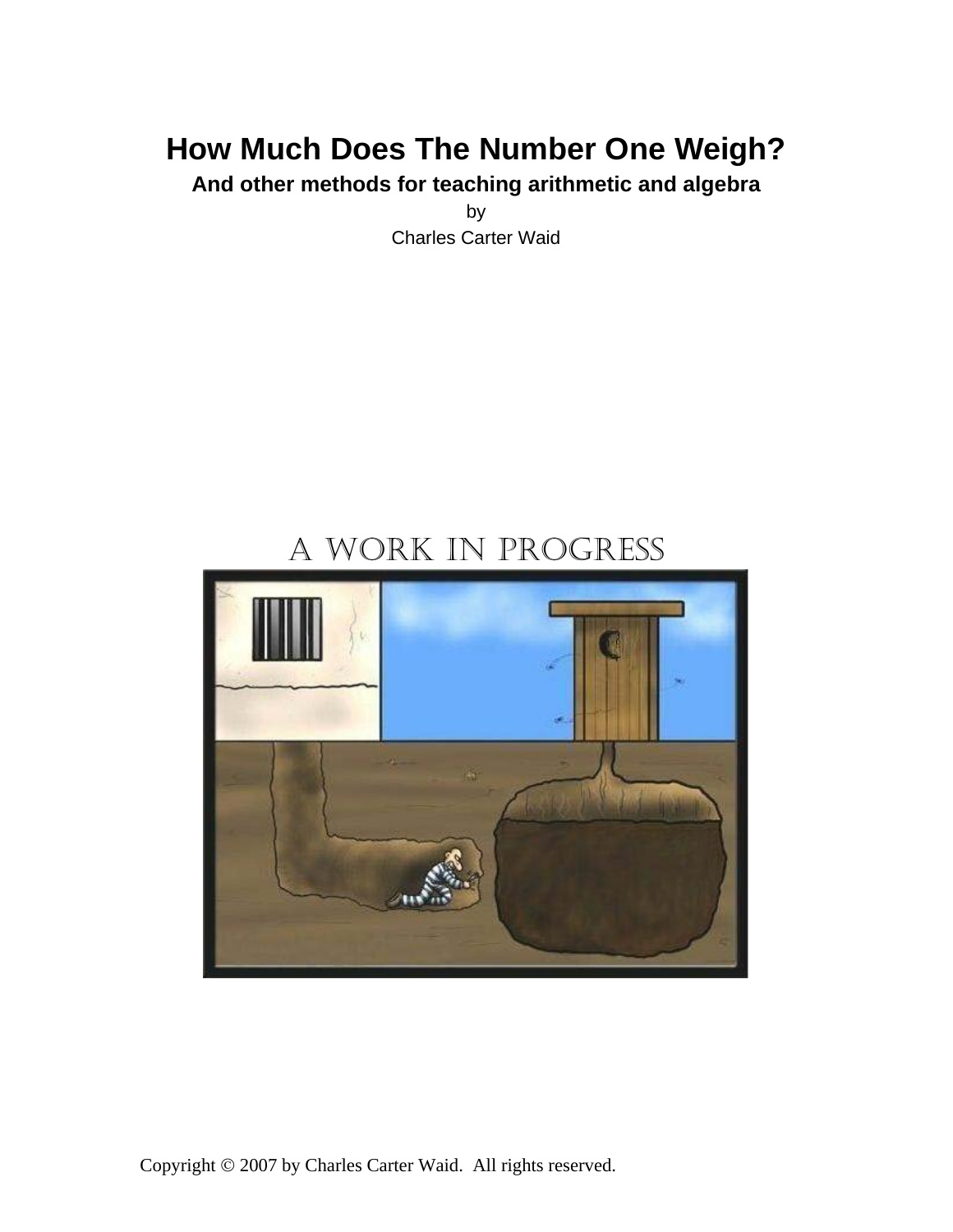# How Much Does The Number One Weigh?

**And other methods for teaching arithmetic and algebra**

by

Charles Carter Waid

A WORK IN PROGRESS

Copyright © 2007 by Charles Carter Waid. All rights reserved.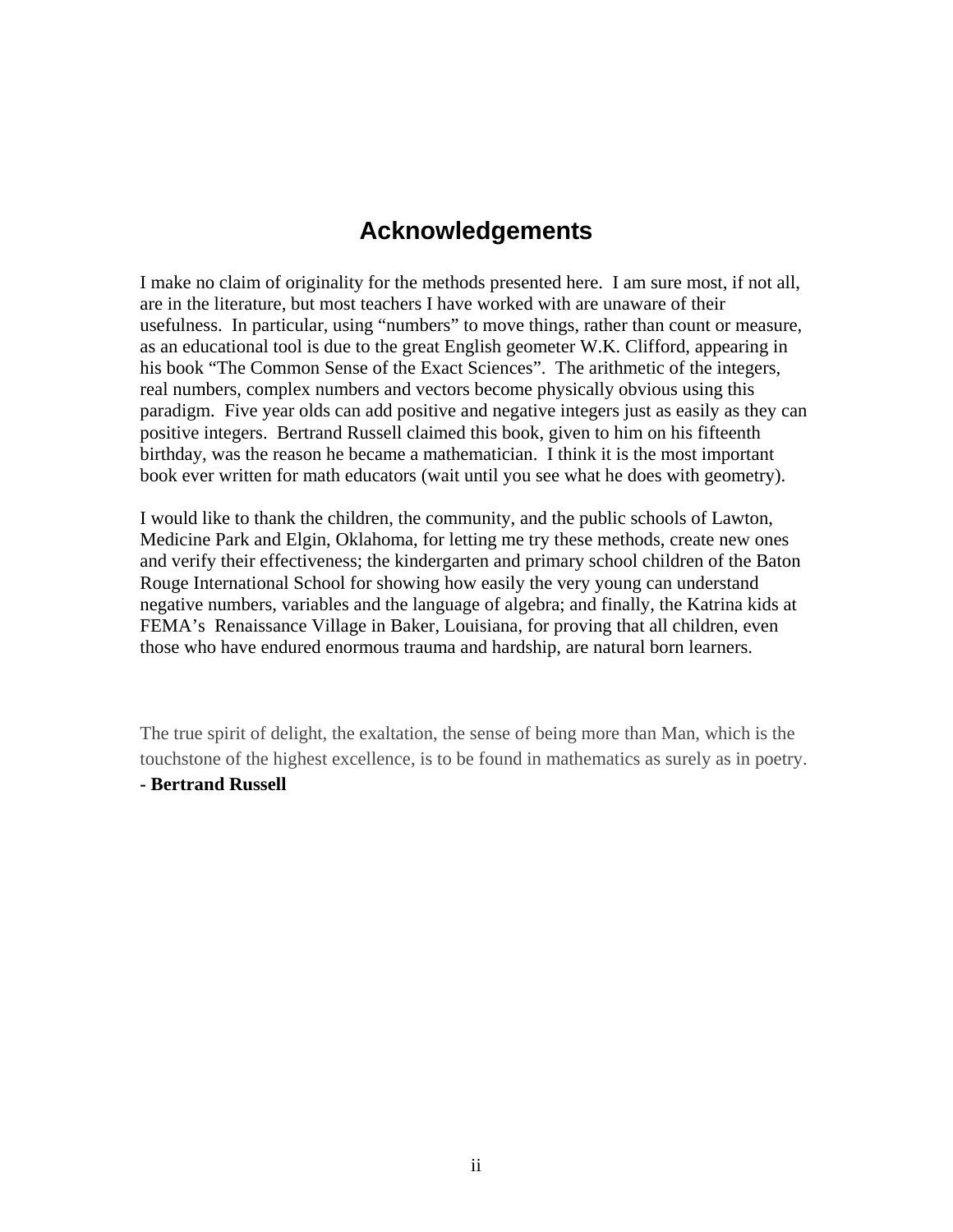# Acknowledgements

I make no claim of originality for the methods presented here. I am sure most, if not all, are in the literature, but most teachers I have worked with are unaware of their usefulness. In particular, using "numbers" to move things, rather than count or measure, as an educational tool is due to the great English geometer W.K. Clifford, appearing in his book "The Common Sense of the Exact Sciences". The arithmetic of the integers, real numbers, complex numbers and vectors become physically obvious using this paradigm. Five year olds can add positive and negative integers just as easily as they can positive integers. Bertrand Russell claimed this book, given to him on his fifteenth birthday, was the reason he became a mathematician. I think it is the most important book ever written for math educators (wait until you see what he does with geometry).

I would like to thank the children, the community, and the public schools of Lawton, Medicine Park and Elgin, Oklahoma, for letting me try these methods, create new ones and verify their effectiveness; the kindergarten and primary school children of the Baton Rouge International School for showing how easily the very young can understand negative numbers, variables and the language of algebra; and finally, the Katrina kids at FEMA's Renaissance Village in Baker, Louisiana, for proving that all children, even those who have endured enormous trauma and hardship, are natural born learners.

The true spirit of delight, the exaltation, the sense of being more than Man, which is the touchstone of the highest excellence, is to be found in mathematics as surely as in poetry.

**- Bertrand Russell**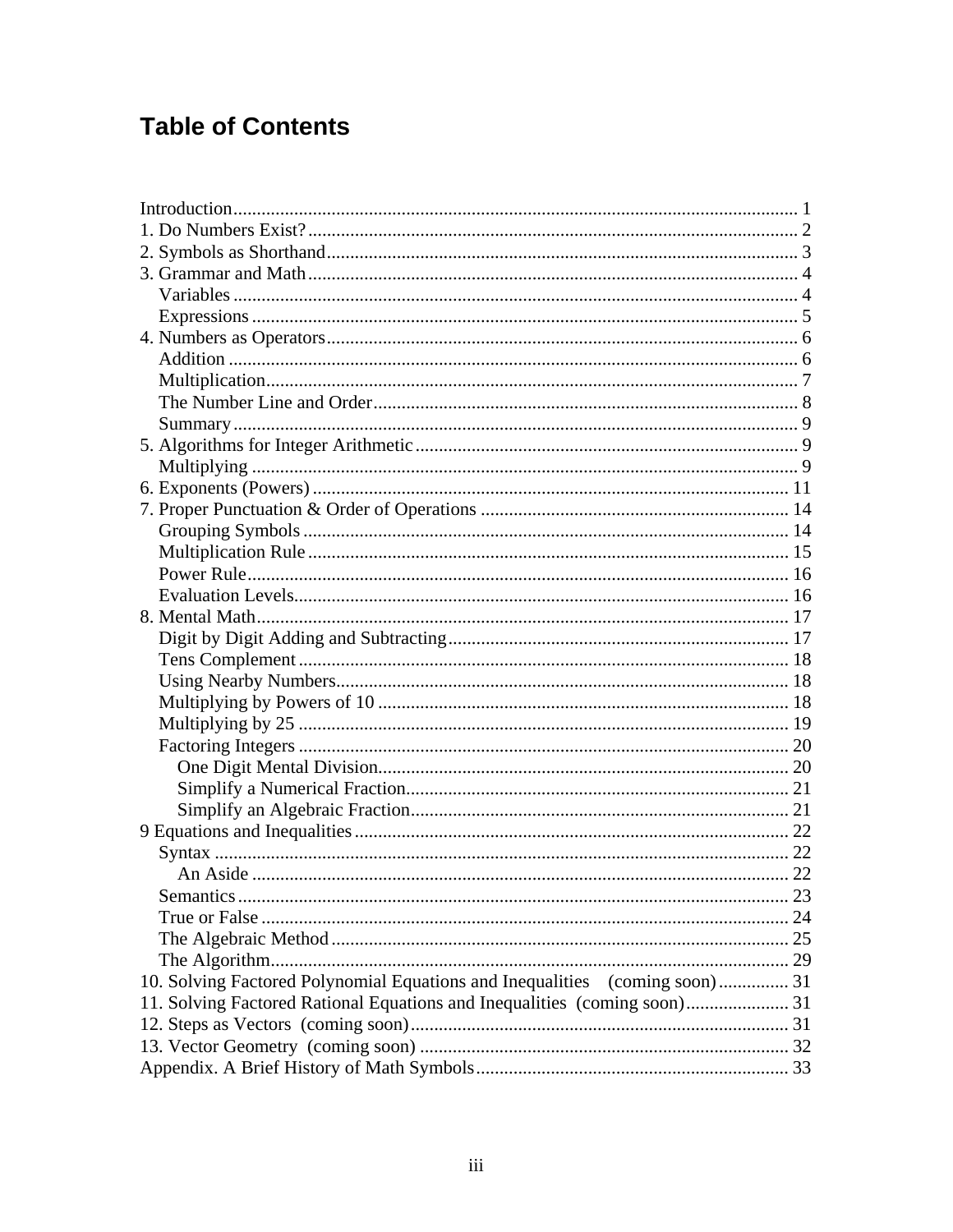# Table of Contents

Introduction ..... 1
1. Do Numbers Exist? ..... 2
2. Symbols as Shorthand ..... 3
3. Grammar and Math ..... 4
   Variables ..... 4
   Expressions ..... 5
4. Numbers as Operators ..... 6
   Addition ..... 6
   Multiplication ..... 7
   The Number Line and Order ..... 8
   Summary ..... 9
5. Algorithms for Integer Arithmetic ..... 9
   Multiplying ..... 9
6. Exponents (Powers) ..... 11
7. Proper Punctuation & Order of Operations ..... 14
   Grouping Symbols ..... 14
   Multiplication Rule ..... 15
   Power Rule ..... 16
   Evaluation Levels ..... 16
8. Mental Math ..... 17
   Digit by Digit Adding and Subtracting ..... 17
   Tens Complement ..... 18
   Using Nearby Numbers ..... 18
   Multiplying by Powers of 10 ..... 18
   Multiplying by 25 ..... 19
   Factoring Integers ..... 20
      One Digit Mental Division ..... 20
      Simplify a Numerical Fraction ..... 21
      Simplify an Algebraic Fraction ..... 21
9 Equations and Inequalities ..... 22
   Syntax ..... 22
      An Aside ..... 22
   Semantics ..... 23
   True or False ..... 24
   The Algebraic Method ..... 25
   The Algorithm ..... 29
10. Solving Factored Polynomial Equations and Inequalities (coming soon) ..... 31
11. Solving Factored Rational Equations and Inequalities (coming soon) ..... 31
12. Steps as Vectors (coming soon) ..... 31
13. Vector Geometry (coming soon) ..... 32
Appendix. A Brief History of Math Symbols ..... 33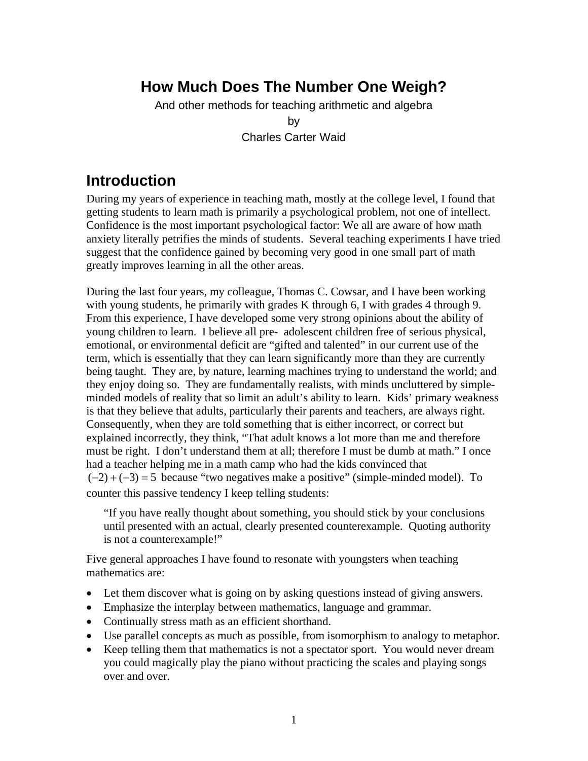# How Much Does The Number One Weigh?

And other methods for teaching arithmetic and algebra

by

Charles Carter Waid

## Introduction

During my years of experience in teaching math, mostly at the college level, I found that getting students to learn math is primarily a psychological problem, not one of intellect. Confidence is the most important psychological factor: We all are aware of how math anxiety literally petrifies the minds of students. Several teaching experiments I have tried suggest that the confidence gained by becoming very good in one small part of math greatly improves learning in all the other areas.

During the last four years, my colleague, Thomas C. Cowsar, and I have been working with young students, he primarily with grades K through 6, I with grades 4 through 9. From this experience, I have developed some very strong opinions about the ability of young children to learn. I believe all pre- adolescent children free of serious physical, emotional, or environmental deficit are "gifted and talented" in our current use of the term, which is essentially that they can learn significantly more than they are currently being taught. They are, by nature, learning machines trying to understand the world; and they enjoy doing so. They are fundamentally realists, with minds uncluttered by simple-minded models of reality that so limit an adult's ability to learn. Kids' primary weakness is that they believe that adults, particularly their parents and teachers, are always right. Consequently, when they are told something that is either incorrect, or correct but explained incorrectly, they think, "That adult knows a lot more than me and therefore must be right. I don't understand them at all; therefore I must be dumb at math." I once had a teacher helping me in a math camp who had the kids convinced that $(-2)+(-3)=5$ because "two negatives make a positive" (simple-minded model). To counter this passive tendency I keep telling students:

> "If you have really thought about something, you should stick by your conclusions until presented with an actual, clearly presented counterexample. Quoting authority is not a counterexample!"

Five general approaches I have found to resonate with youngsters when teaching mathematics are:

- Let them discover what is going on by asking questions instead of giving answers.
- Emphasize the interplay between mathematics, language and grammar.
- Continually stress math as an efficient shorthand.
- Use parallel concepts as much as possible, from isomorphism to analogy to metaphor.
- Keep telling them that mathematics is not a spectator sport. You would never dream you could magically play the piano without practicing the scales and playing songs over and over.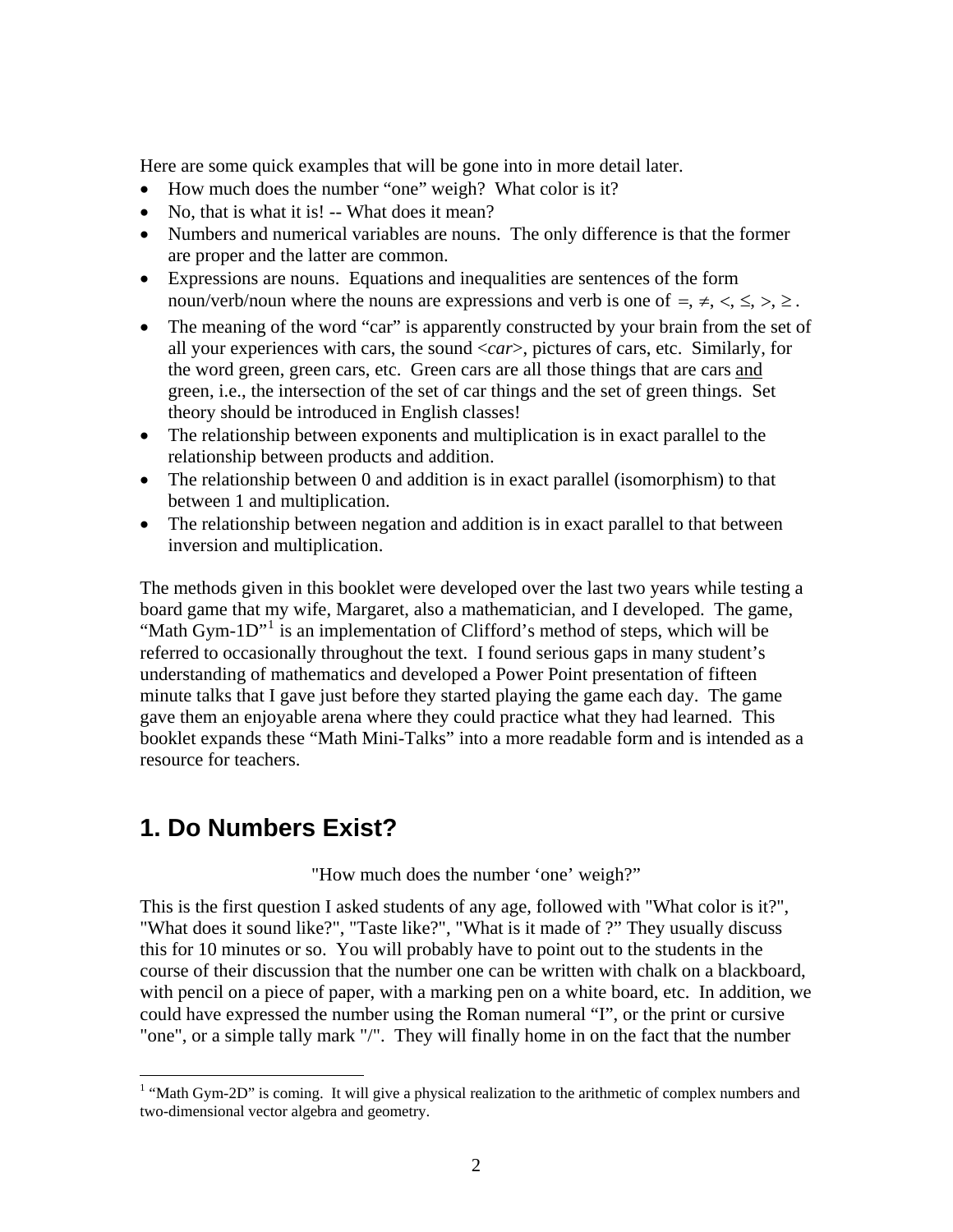Here are some quick examples that will be gone into in more detail later.

- How much does the number "one" weigh? What color is it?
- No, that is what it is! -- What does it mean?
- Numbers and numerical variables are nouns. The only difference is that the former are proper and the latter are common.
- Expressions are nouns. Equations and inequalities are sentences of the form noun/verb/noun where the nouns are expressions and verb is one of $=, \neq, <, \leq, >, \geq$.
- The meaning of the word "car" is apparently constructed by your brain from the set of all your experiences with cars, the sound <*car*>, pictures of cars, etc. Similarly, for the word green, green cars, etc. Green cars are all those things that are cars <u>and</u> green, i.e., the intersection of the set of car things and the set of green things. Set theory should be introduced in English classes!
- The relationship between exponents and multiplication is in exact parallel to the relationship between products and addition.
- The relationship between 0 and addition is in exact parallel (isomorphism) to that between 1 and multiplication.
- The relationship between negation and addition is in exact parallel to that between inversion and multiplication.

The methods given in this booklet were developed over the last two years while testing a board game that my wife, Margaret, also a mathematician, and I developed. The game, "Math Gym-1D"[1] is an implementation of Clifford's method of steps, which will be referred to occasionally throughout the text. I found serious gaps in many student's understanding of mathematics and developed a Power Point presentation of fifteen minute talks that I gave just before they started playing the game each day. The game gave them an enjoyable arena where they could practice what they had learned. This booklet expands these "Math Mini-Talks" into a more readable form and is intended as a resource for teachers.

## 1. Do Numbers Exist?

"How much does the number 'one' weigh?"

This is the first question I asked students of any age, followed with "What color is it?", "What does it sound like?", "Taste like?", "What is it made of ?" They usually discuss this for 10 minutes or so. You will probably have to point out to the students in the course of their discussion that the number one can be written with chalk on a blackboard, with pencil on a piece of paper, with a marking pen on a white board, etc. In addition, we could have expressed the number using the Roman numeral "I", or the print or cursive "one", or a simple tally mark "/". They will finally home in on the fact that the number

[1] "Math Gym-2D" is coming. It will give a physical realization to the arithmetic of complex numbers and two-dimensional vector algebra and geometry.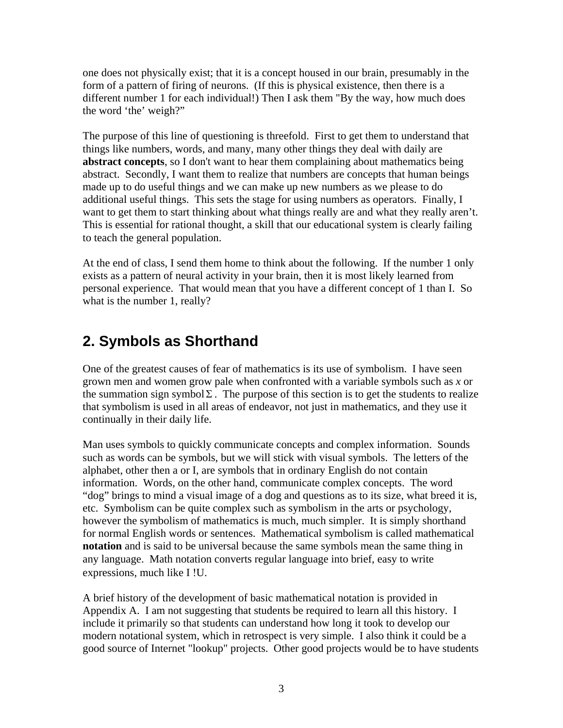one does not physically exist; that it is a concept housed in our brain, presumably in the form of a pattern of firing of neurons. (If this is physical existence, then there is a different number 1 for each individual!) Then I ask them "By the way, how much does the word 'the' weigh?"

The purpose of this line of questioning is threefold. First to get them to understand that things like numbers, words, and many, many other things they deal with daily are **abstract concepts**, so I don't want to hear them complaining about mathematics being abstract. Secondly, I want them to realize that numbers are concepts that human beings made up to do useful things and we can make up new numbers as we please to do additional useful things. This sets the stage for using numbers as operators. Finally, I want to get them to start thinking about what things really are and what they really aren't. This is essential for rational thought, a skill that our educational system is clearly failing to teach the general population.

At the end of class, I send them home to think about the following. If the number 1 only exists as a pattern of neural activity in your brain, then it is most likely learned from personal experience. That would mean that you have a different concept of 1 than I. So what is the number 1, really?

## 2. Symbols as Shorthand

One of the greatest causes of fear of mathematics is its use of symbolism. I have seen grown men and women grow pale when confronted with a variable symbols such as $x$ or the summation sign symbol $\Sigma$. The purpose of this section is to get the students to realize that symbolism is used in all areas of endeavor, not just in mathematics, and they use it continually in their daily life.

Man uses symbols to quickly communicate concepts and complex information. Sounds such as words can be symbols, but we will stick with visual symbols. The letters of the alphabet, other then a or I, are symbols that in ordinary English do not contain information. Words, on the other hand, communicate complex concepts. The word "dog" brings to mind a visual image of a dog and questions as to its size, what breed it is, etc. Symbolism can be quite complex such as symbolism in the arts or psychology, however the symbolism of mathematics is much, much simpler. It is simply shorthand for normal English words or sentences. Mathematical symbolism is called mathematical **notation** and is said to be universal because the same symbols mean the same thing in any language. Math notation converts regular language into brief, easy to write expressions, much like I !U.

A brief history of the development of basic mathematical notation is provided in Appendix A. I am not suggesting that students be required to learn all this history. I include it primarily so that students can understand how long it took to develop our modern notational system, which in retrospect is very simple. I also think it could be a good source of Internet "lookup" projects. Other good projects would be to have students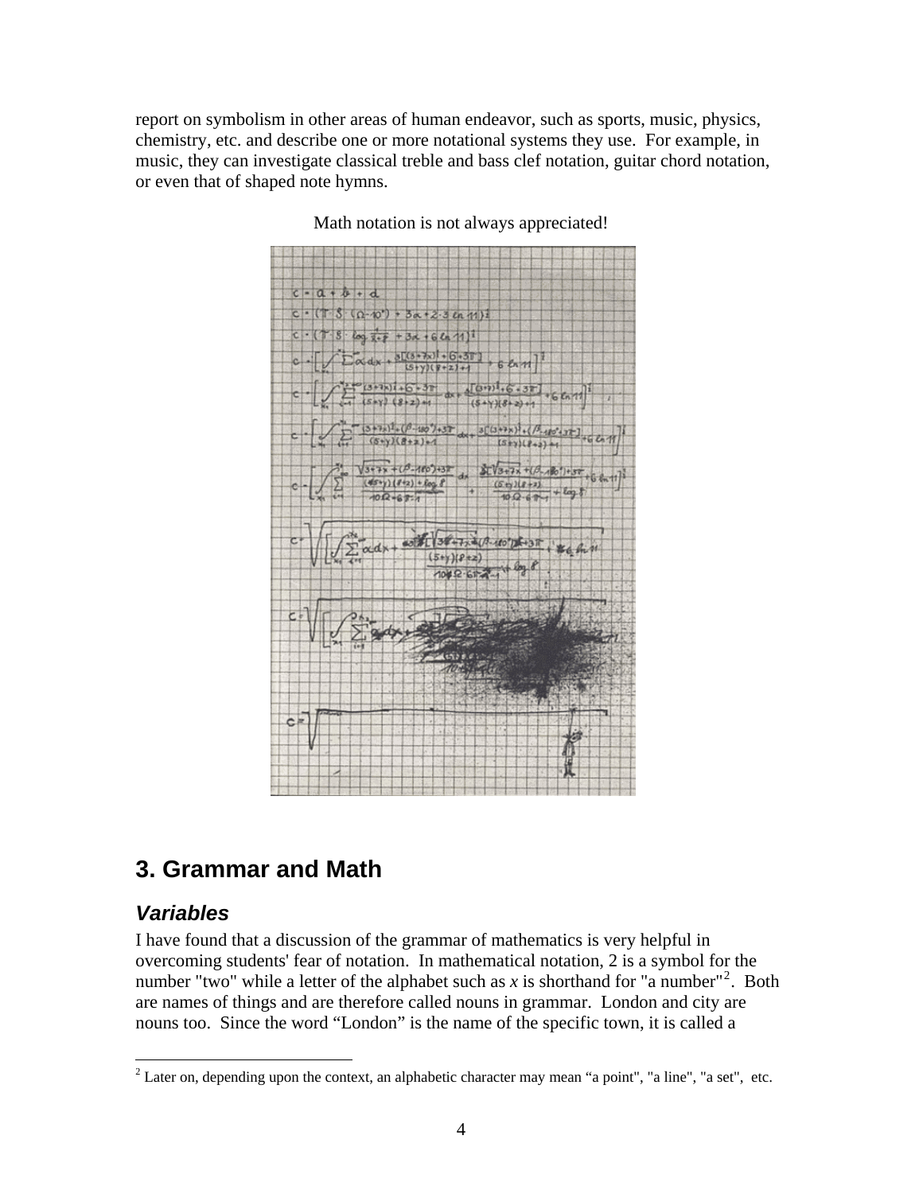report on symbolism in other areas of human endeavor, such as sports, music, physics, chemistry, etc. and describe one or more notational systems they use. For example, in music, they can investigate classical treble and bass clef notation, guitar chord notation, or even that of shaped note hymns.

Math notation is not always appreciated!

## 3. Grammar and Math

### *Variables*

I have found that a discussion of the grammar of mathematics is very helpful in overcoming students' fear of notation. In mathematical notation, 2 is a symbol for the number "two" while a letter of the alphabet such as *x* is shorthand for "a number"[2]. Both are names of things and are therefore called nouns in grammar. London and city are nouns too. Since the word "London" is the name of the specific town, it is called a

[2] Later on, depending upon the context, an alphabetic character may mean "a point", "a line", "a set", etc.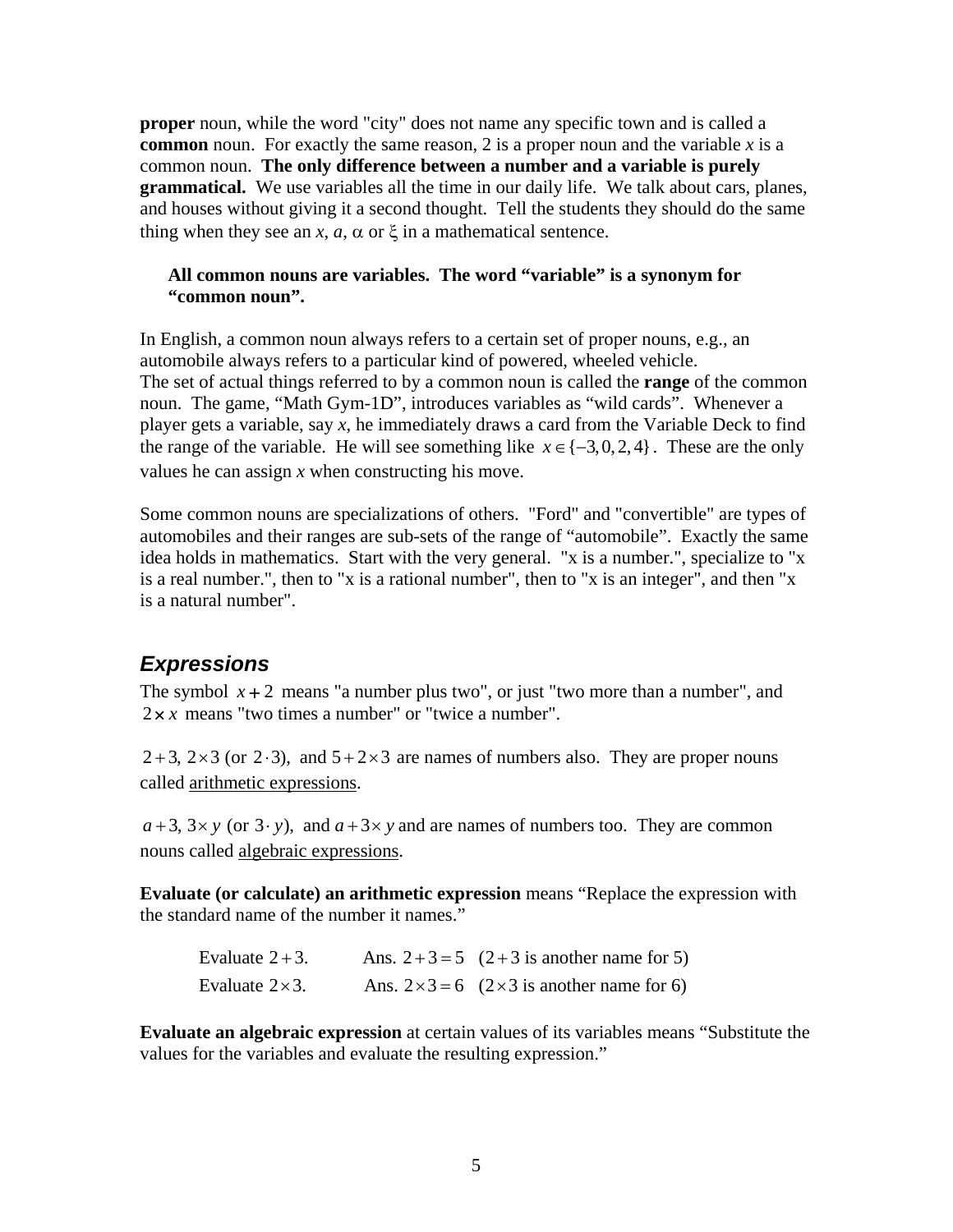**proper** noun, while the word "city" does not name any specific town and is called a **common** noun. For exactly the same reason, 2 is a proper noun and the variable $x$ is a common noun. **The only difference between a number and a variable is purely grammatical.** We use variables all the time in our daily life. We talk about cars, planes, and houses without giving it a second thought. Tell the students they should do the same thing when they see an $x$, $a$, $\alpha$ or $\xi$ in a mathematical sentence.

> **All common nouns are variables. The word "variable" is a synonym for "common noun".**

In English, a common noun always refers to a certain set of proper nouns, e.g., an automobile always refers to a particular kind of powered, wheeled vehicle.
The set of actual things referred to by a common noun is called the **range** of the common noun. The game, "Math Gym-1D", introduces variables as "wild cards". Whenever a player gets a variable, say $x$, he immediately draws a card from the Variable Deck to find the range of the variable. He will see something like $x \in \{-3, 0, 2, 4\}$. These are the only values he can assign $x$ when constructing his move.

Some common nouns are specializations of others. "Ford" and "convertible" are types of automobiles and their ranges are sub-sets of the range of "automobile". Exactly the same idea holds in mathematics. Start with the very general. "x is a number.", specialize to "x is a real number.", then to "x is a rational number", then to "x is an integer", and then "x is a natural number".

## Expressions

The symbol $x + 2$ means "a number plus two", or just "two more than a number", and $2 \times x$ means "two times a number" or "twice a number".

$2+3$, $2\times 3$ (or $2 \cdot 3$), and $5+2\times 3$ are names of numbers also. They are proper nouns called arithmetic expressions.

$a+3$, $3\times y$ (or $3 \cdot y$), and $a+3\times y$ and are names of numbers too. They are common nouns called algebraic expressions.

**Evaluate (or calculate) an arithmetic expression** means "Replace the expression with the standard name of the number it names."

Evaluate $2+3$. Ans. $2+3=5$ ($2+3$ is another name for 5)
Evaluate $2\times 3$. Ans. $2\times 3=6$ ($2\times 3$ is another name for 6)

**Evaluate an algebraic expression** at certain values of its variables means "Substitute the values for the variables and evaluate the resulting expression."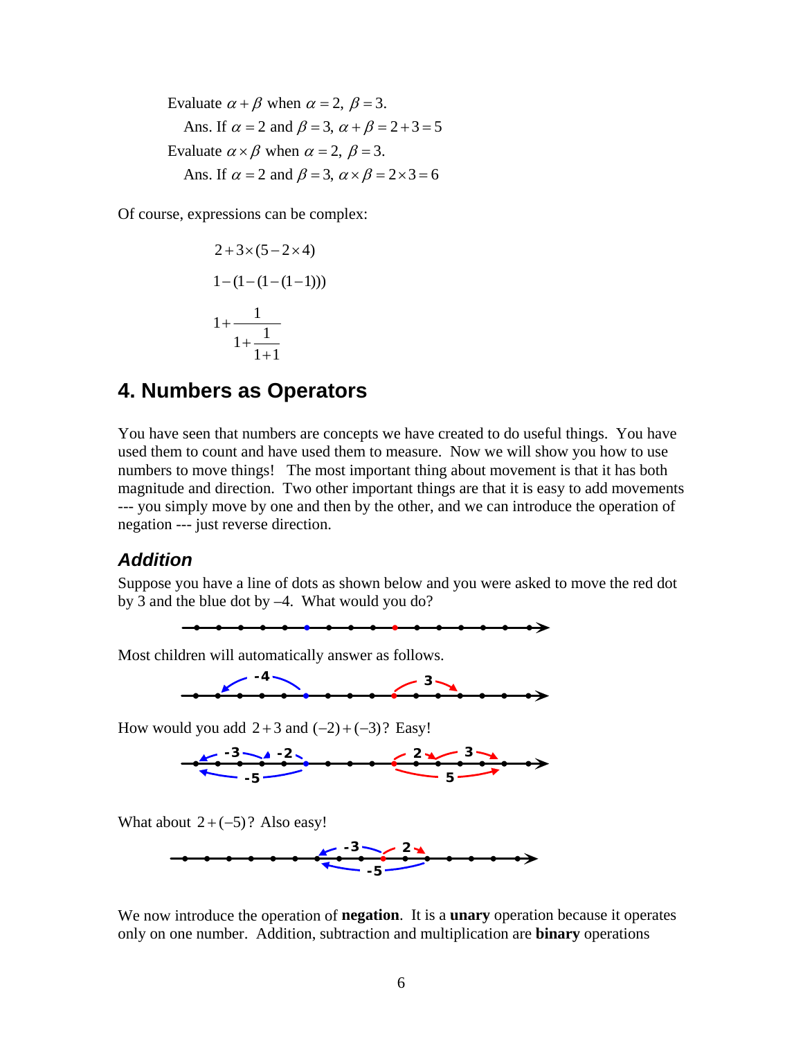Evaluate $\alpha + \beta$ when $\alpha = 2,\ \beta = 3$.

Ans. If $\alpha = 2$ and $\beta = 3$, $\alpha + \beta = 2 + 3 = 5$

Evaluate $\alpha \times \beta$ when $\alpha = 2,\ \beta = 3$.

Ans. If $\alpha = 2$ and $\beta = 3$, $\alpha \times \beta = 2 \times 3 = 6$

Of course, expressions can be complex:

$$2 + 3 \times (5 - 2 \times 4)$$

$$1 - (1 - (1 - (1 - 1)))$$

$$1 + \cfrac{1}{1 + \cfrac{1}{1 + 1}}$$

## 4. Numbers as Operators

You have seen that numbers are concepts we have created to do useful things. You have used them to count and have used them to measure. Now we will show you how to use numbers to move things! The most important thing about movement is that it has both magnitude and direction. Two other important things are that it is easy to add movements --- you simply move by one and then by the other, and we can introduce the operation of negation --- just reverse direction.

### *Addition*

Suppose you have a line of dots as shown below and you were asked to move the red dot by 3 and the blue dot by –4. What would you do?

Most children will automatically answer as follows.

How would you add $2 + 3$ and $(-2) + (-3)$? Easy!

What about $2 + (-5)$? Also easy!

We now introduce the operation of **negation**. It is a **unary** operation because it operates only on one number. Addition, subtraction and multiplication are **binary** operations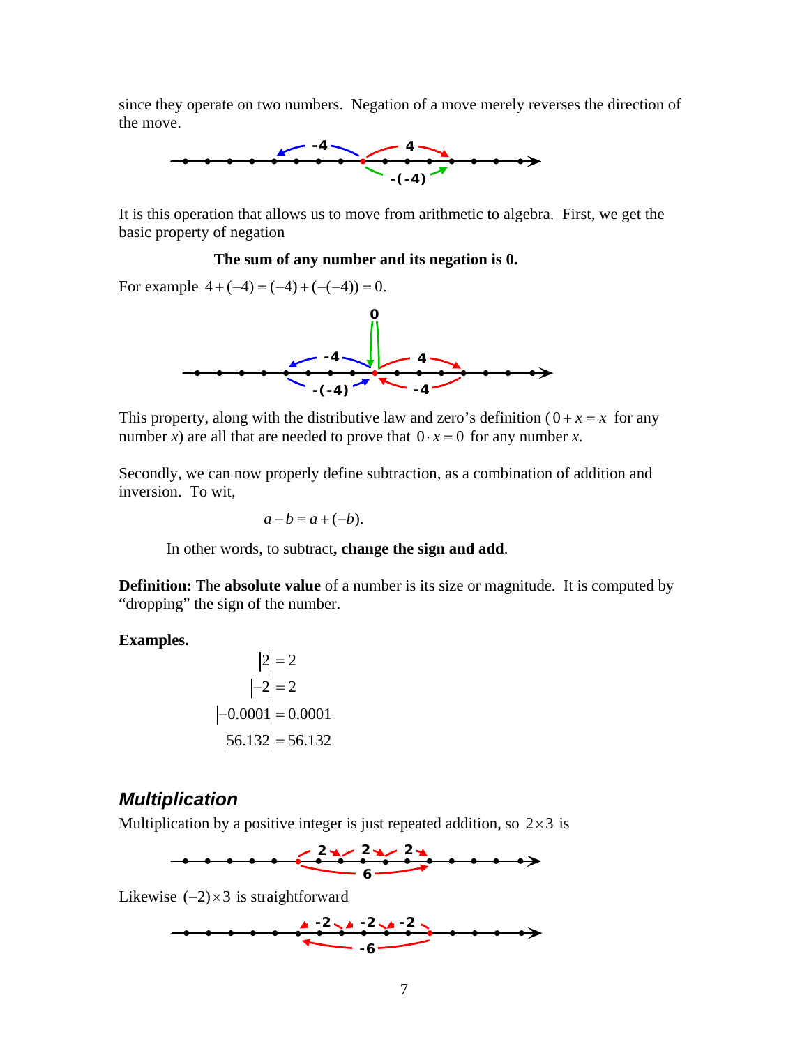since they operate on two numbers. Negation of a move merely reverses the direction of the move.

It is this operation that allows us to move from arithmetic to algebra. First, we get the basic property of negation

**The sum of any number and its negation is 0.**

For example $4+(-4)=(-4)+(-(-4))=0$.

This property, along with the distributive law and zero's definition ($0+x=x$ for any number $x$) are all that are needed to prove that $0 \cdot x = 0$ for any number $x$.

Secondly, we can now properly define subtraction, as a combination of addition and inversion. To wit,

$$a-b \equiv a+(-b).$$

In other words, to subtract**, change the sign and add**.

**Definition:** The **absolute value** of a number is its size or magnitude. It is computed by "dropping" the sign of the number.

**Examples.**

$$|2| = 2$$
$$|-2| = 2$$
$$|-0.0001| = 0.0001$$
$$|56.132| = 56.132$$

## *Multiplication*

Multiplication by a positive integer is just repeated addition, so $2 \times 3$ is

Likewise $(-2) \times 3$ is straightforward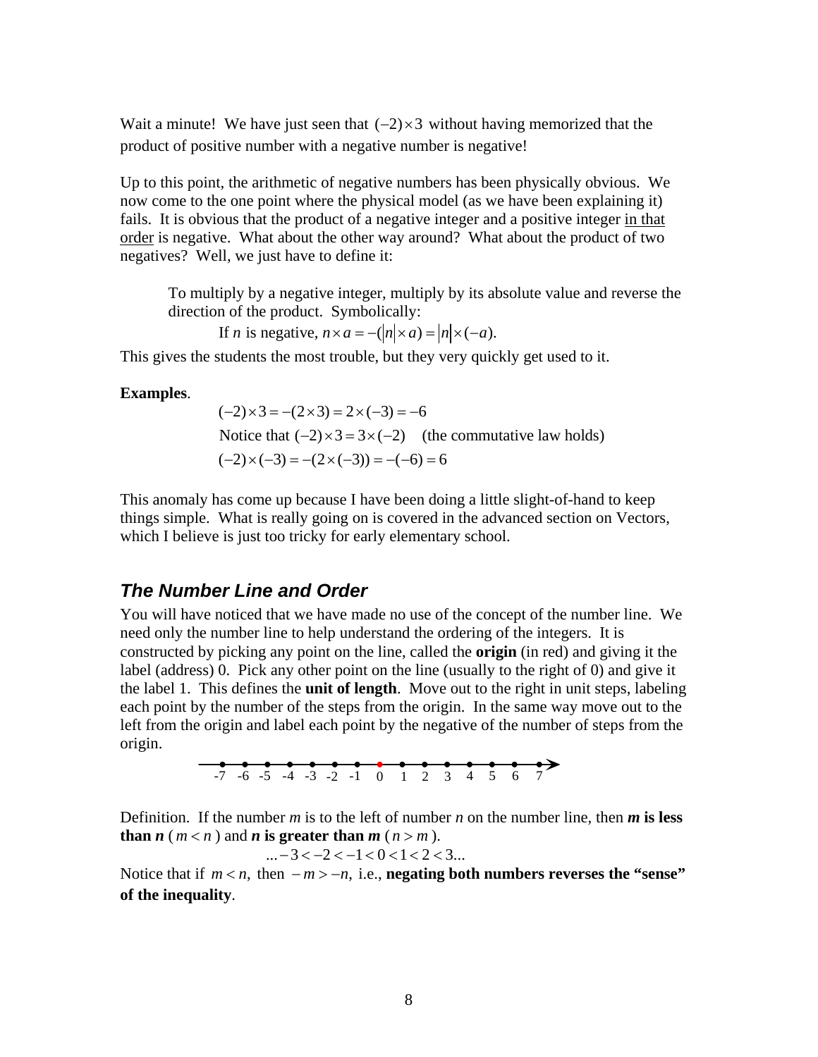Wait a minute! We have just seen that $(-2)\times 3$ without having memorized that the product of positive number with a negative number is negative!

Up to this point, the arithmetic of negative numbers has been physically obvious. We now come to the one point where the physical model (as we have been explaining it) fails. It is obvious that the product of a negative integer and a positive integer in that order is negative. What about the other way around? What about the product of two negatives? Well, we just have to define it:

> To multiply by a negative integer, multiply by its absolute value and reverse the direction of the product. Symbolically:
>
> If $n$ is negative, $n \times a = -(|n| \times a) = |n| \times (-a).$

This gives the students the most trouble, but they very quickly get used to it.

**Examples**.

$$(-2)\times 3 = -(2\times 3) = 2\times(-3) = -6$$

Notice that $(-2)\times 3 = 3\times(-2)$ (the commutative law holds)

$$(-2)\times(-3) = -(2\times(-3)) = -(-6) = 6$$

This anomaly has come up because I have been doing a little slight-of-hand to keep things simple. What is really going on is covered in the advanced section on Vectors, which I believe is just too tricky for early elementary school.

## *The Number Line and Order*

You will have noticed that we have made no use of the concept of the number line. We need only the number line to help understand the ordering of the integers. It is constructed by picking any point on the line, called the **origin** (in red) and giving it the label (address) 0. Pick any other point on the line (usually to the right of 0) and give it the label 1. This defines the **unit of length**. Move out to the right in unit steps, labeling each point by the number of the steps from the origin. In the same way move out to the left from the origin and label each point by the negative of the number of steps from the origin.

-7 -6 -5 -4 -3 -2 -1 0 1 2 3 4 5 6 7

Definition. If the number $m$ is to the left of number $n$ on the number line, then ***m* is less than *n*** ($m < n$) and ***n* is greater than *m*** ($n > m$).

$$\ldots -3 < -2 < -1 < 0 < 1 < 2 < 3 \ldots$$

Notice that if $m < n,$ then $-m > -n,$ i.e., **negating both numbers reverses the "sense" of the inequality**.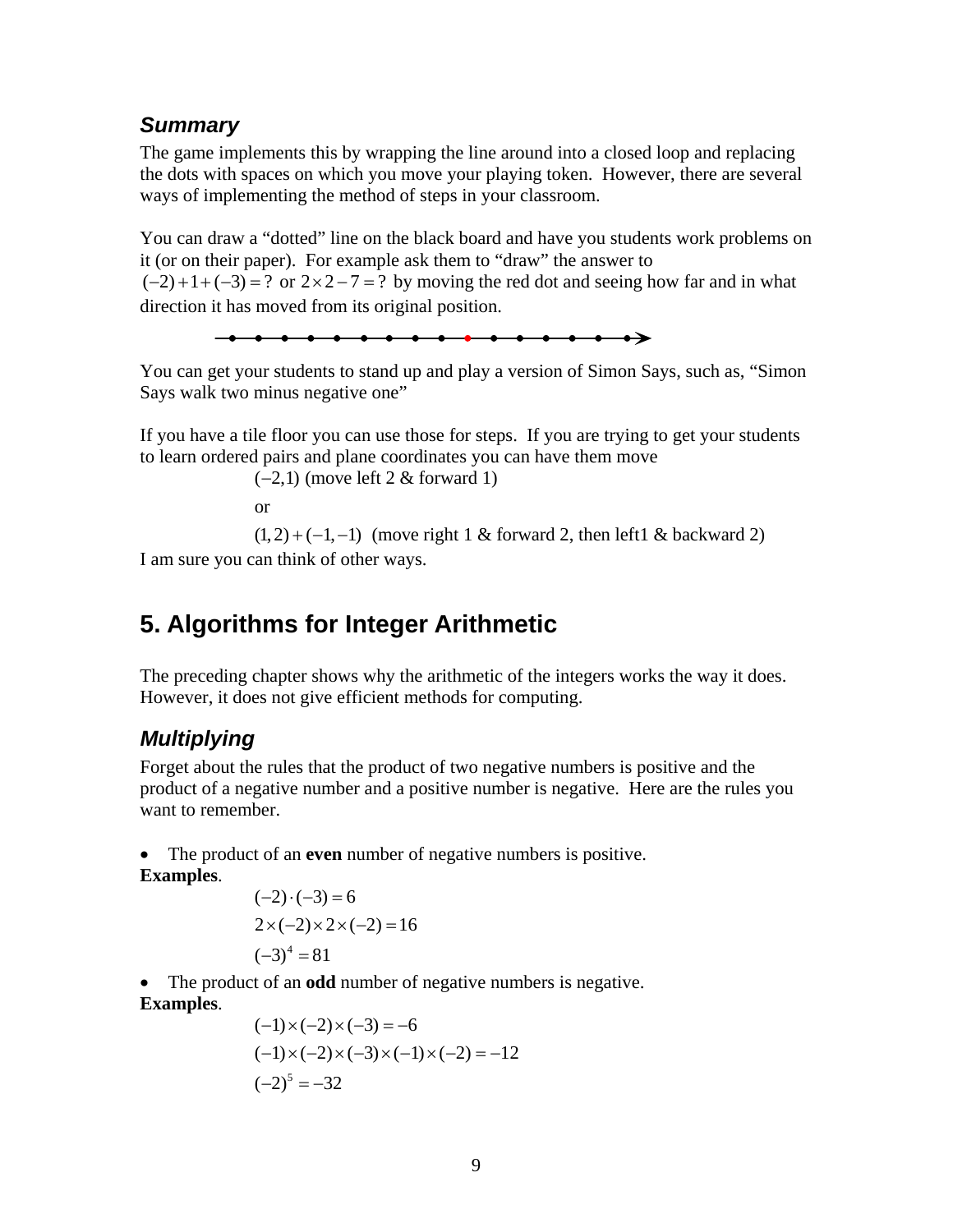### *Summary*

The game implements this by wrapping the line around into a closed loop and replacing the dots with spaces on which you move your playing token. However, there are several ways of implementing the method of steps in your classroom.

You can draw a "dotted" line on the black board and have you students work problems on it (or on their paper). For example ask them to "draw" the answer to $(-2)+1+(-3)=?$ or $2\times 2-7=?$ by moving the red dot and seeing how far and in what direction it has moved from its original position.

You can get your students to stand up and play a version of Simon Says, such as, "Simon Says walk two minus negative one"

If you have a tile floor you can use those for steps. If you are trying to get your students to learn ordered pairs and plane coordinates you can have them move

$(-2,1)$ (move left 2 & forward 1)

or

$(1,2)+(-1,-1)$ (move right 1 & forward 2, then left1 & backward 2)

I am sure you can think of other ways.

## 5. Algorithms for Integer Arithmetic

The preceding chapter shows why the arithmetic of the integers works the way it does. However, it does not give efficient methods for computing.

### *Multiplying*

Forget about the rules that the product of two negative numbers is positive and the product of a negative number and a positive number is negative. Here are the rules you want to remember.

- The product of an **even** number of negative numbers is positive.

**Examples**.

$$(-2)\cdot(-3)=6$$
$$2\times(-2)\times 2\times(-2)=16$$
$$(-3)^4=81$$

- The product of an **odd** number of negative numbers is negative.

**Examples**.

$$(-1)\times(-2)\times(-3)=-6$$
$$(-1)\times(-2)\times(-3)\times(-1)\times(-2)=-12$$
$$(-2)^5=-32$$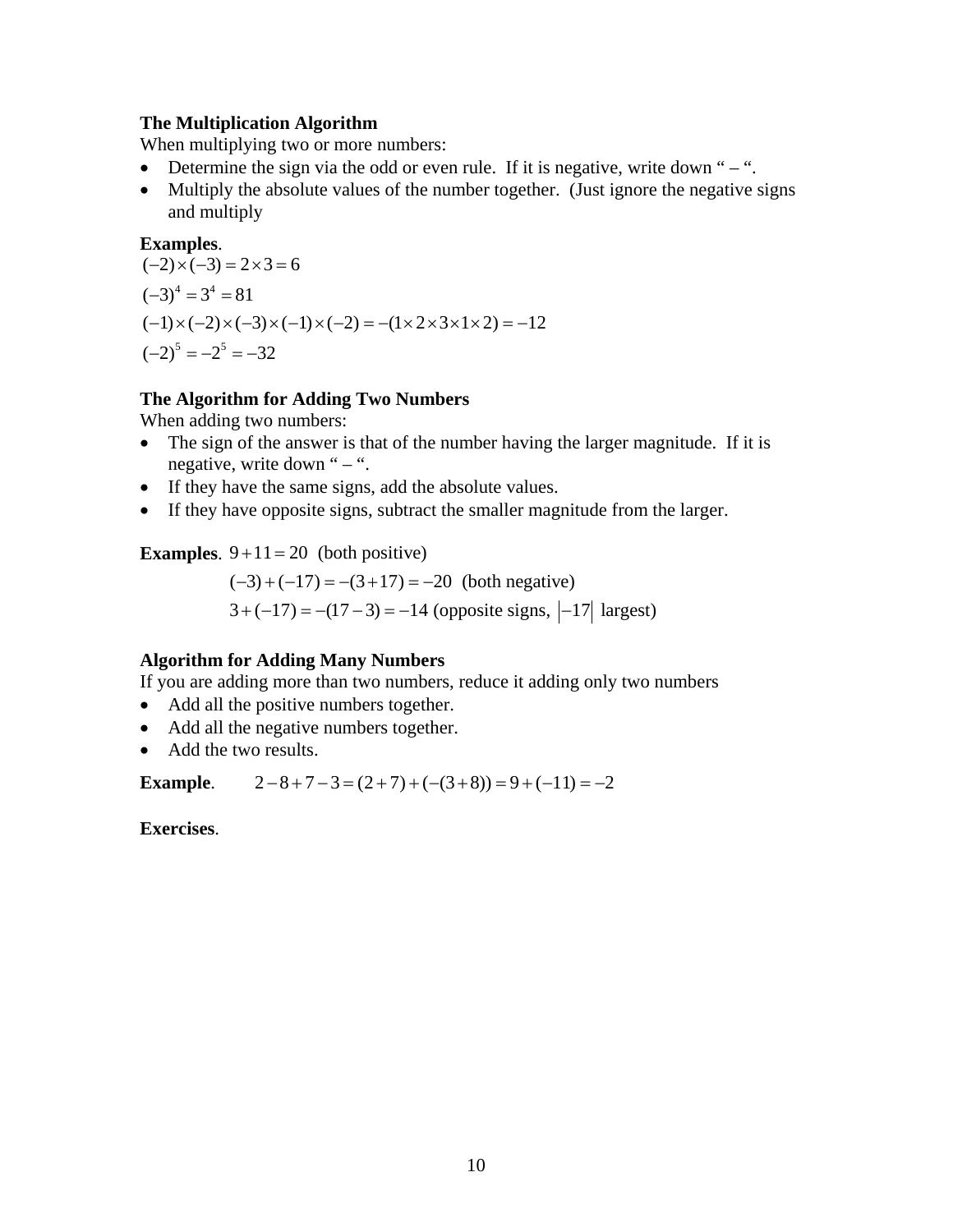**The Multiplication Algorithm**

When multiplying two or more numbers:

- Determine the sign via the odd or even rule. If it is negative, write down " – ".
- Multiply the absolute values of the number together. (Just ignore the negative signs and multiply

**Examples**.

$(-2)\times(-3) = 2\times 3 = 6$

$(-3)^4 = 3^4 = 81$

$(-1)\times(-2)\times(-3)\times(-1)\times(-2) = -(1\times 2\times 3\times 1\times 2) = -12$

$(-2)^5 = -2^5 = -32$

**The Algorithm for Adding Two Numbers**

When adding two numbers:

- The sign of the answer is that of the number having the larger magnitude. If it is negative, write down " – ".
- If they have the same signs, add the absolute values.
- If they have opposite signs, subtract the smaller magnitude from the larger.

**Examples**. $9+11=20$ (both positive)

$(-3)+(-17) = -(3+17) = -20$ (both negative)

$3+(-17) = -(17-3) = -14$ (opposite signs, $|-17|$ largest)

**Algorithm for Adding Many Numbers**

If you are adding more than two numbers, reduce it adding only two numbers

- Add all the positive numbers together.
- Add all the negative numbers together.
- Add the two results.

**Example**. $2-8+7-3 = (2+7)+(-(3+8)) = 9+(-11) = -2$

**Exercises**.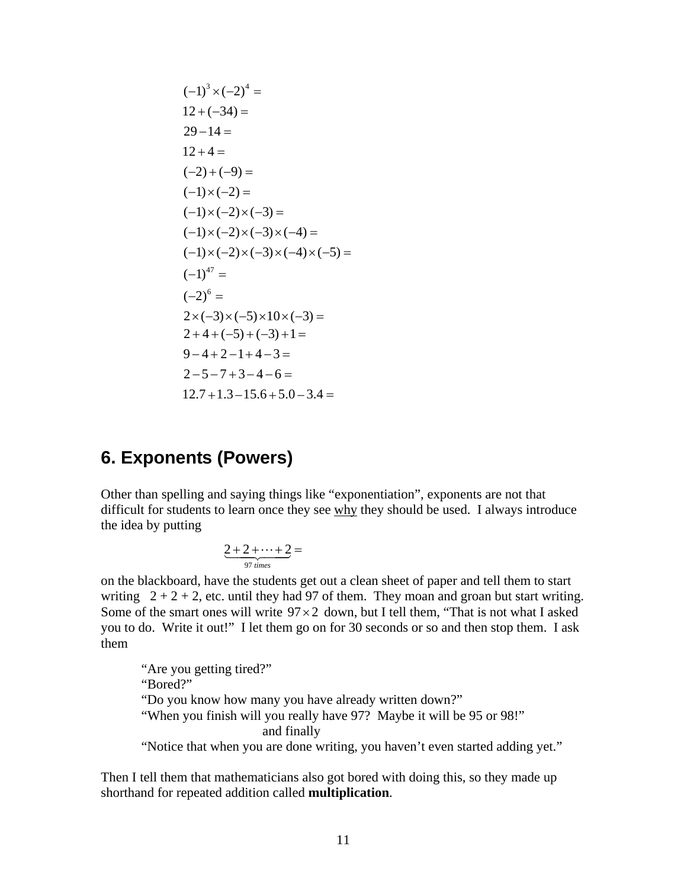$(-1)^3 \times (-2)^4 =$

$12 + (-34) =$

$29 - 14 =$

$12 + 4 =$

$(-2) + (-9) =$

$(-1) \times (-2) =$

$(-1) \times (-2) \times (-3) =$

$(-1) \times (-2) \times (-3) \times (-4) =$

$(-1) \times (-2) \times (-3) \times (-4) \times (-5) =$

$(-1)^{47} =$

$(-2)^6 =$

$2 \times (-3) \times (-5) \times 10 \times (-3) =$

$2 + 4 + (-5) + (-3) + 1 =$

$9 - 4 + 2 - 1 + 4 - 3 =$

$2 - 5 - 7 + 3 - 4 - 6 =$

$12.7 + 1.3 - 15.6 + 5.0 - 3.4 =$

## 6. Exponents (Powers)

Other than spelling and saying things like "exponentiation", exponents are not that difficult for students to learn once they see why they should be used. I always introduce the idea by putting

$$\underbrace{2 + 2 + \cdots + 2}_{97 \ times} =$$

on the blackboard, have the students get out a clean sheet of paper and tell them to start writing 2 + 2 + 2, etc. until they had 97 of them. They moan and groan but start writing. Some of the smart ones will write $97 \times 2$ down, but I tell them, "That is not what I asked you to do. Write it out!" I let them go on for 30 seconds or so and then stop them. I ask them

> "Are you getting tired?"
> "Bored?"
> "Do you know how many you have already written down?"
> "When you finish will you really have 97? Maybe it will be 95 or 98!"
> and finally
> "Notice that when you are done writing, you haven't even started adding yet."

Then I tell them that mathematicians also got bored with doing this, so they made up shorthand for repeated addition called **multiplication**.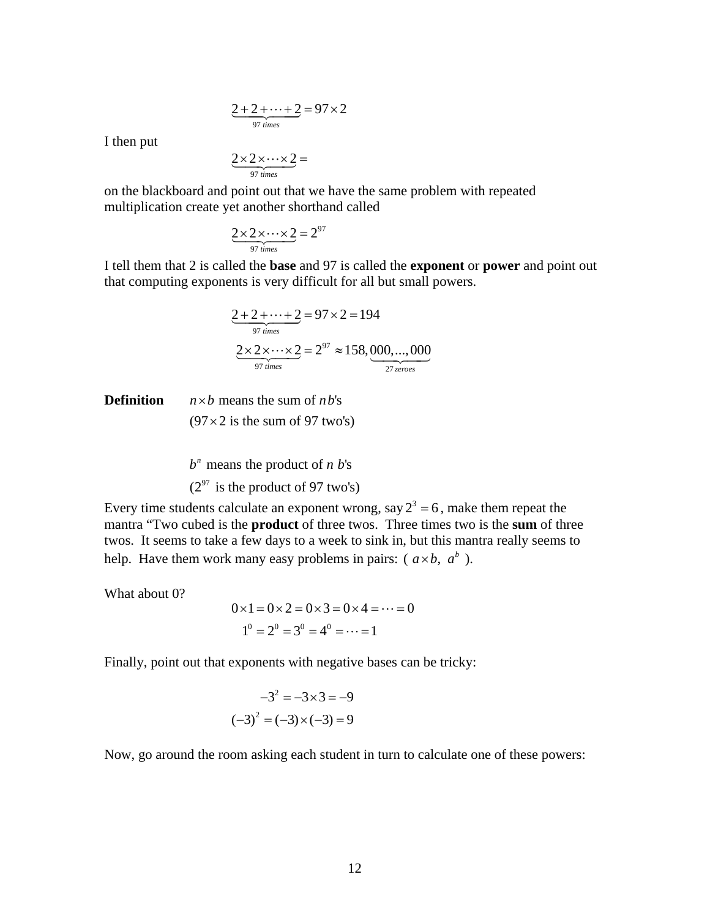$$\underbrace{2+2+\cdots+2}_{97\ times} = 97\times 2$$

I then put

$$\underbrace{2\times 2\times\cdots\times 2}_{97\ times} =$$

on the blackboard and point out that we have the same problem with repeated multiplication create yet another shorthand called

$$\underbrace{2\times 2\times\cdots\times 2}_{97\ times} = 2^{97}$$

I tell them that 2 is called the **base** and 97 is called the **exponent** or **power** and point out that computing exponents is very difficult for all but small powers.

$$\underbrace{2+2+\cdots+2}_{97\ times} = 97\times 2 = 194$$

$$\underbrace{2\times 2\times\cdots\times 2}_{97\ times} = 2^{97} \approx 158,\underbrace{000,...,000}_{27\ zeroes}$$

**Definition** $n\times b$ means the sum of $n$ $b$'s
($97\times 2$ is the sum of 97 two's)

$b^n$ means the product of $n$ $b$'s
($2^{97}$ is the product of 97 two's)

Every time students calculate an exponent wrong, say $2^3 = 6$, make them repeat the mantra "Two cubed is the **product** of three twos. Three times two is the **sum** of three twos. It seems to take a few days to a week to sink in, but this mantra really seems to help. Have them work many easy problems in pairs: ( $a\times b$, $a^b$ ).

What about 0?

$$0\times 1 = 0\times 2 = 0\times 3 = 0\times 4 = \cdots = 0$$
$$1^0 = 2^0 = 3^0 = 4^0 = \cdots = 1$$

Finally, point out that exponents with negative bases can be tricky:

$$-3^2 = -3\times 3 = -9$$
$$(-3)^2 = (-3)\times(-3) = 9$$

Now, go around the room asking each student in turn to calculate one of these powers: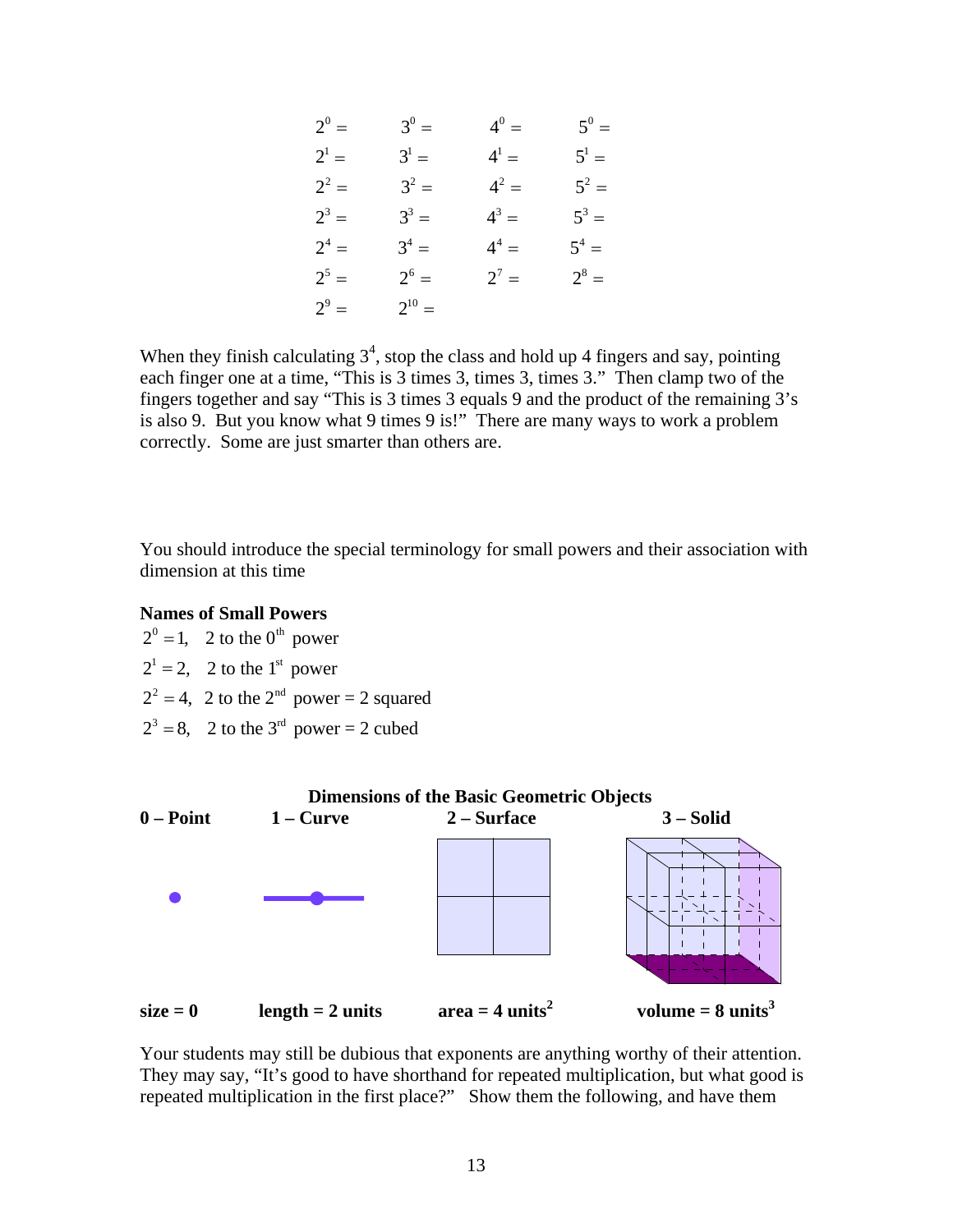| | | | |
|---|---|---|---|
| $2^0 =$ | $3^0 =$ | $4^0 =$ | $5^0 =$ |
| $2^1 =$ | $3^1 =$ | $4^1 =$ | $5^1 =$ |
| $2^2 =$ | $3^2 =$ | $4^2 =$ | $5^2 =$ |
| $2^3 =$ | $3^3 =$ | $4^3 =$ | $5^3 =$ |
| $2^4 =$ | $3^4 =$ | $4^4 =$ | $5^4 =$ |
| $2^5 =$ | $2^6 =$ | $2^7 =$ | $2^8 =$ |
| $2^9 =$ | $2^{10} =$ | | |

When they finish calculating $3^4$, stop the class and hold up 4 fingers and say, pointing each finger one at a time, "This is 3 times 3, times 3, times 3." Then clamp two of the fingers together and say "This is 3 times 3 equals 9 and the product of the remaining 3's is also 9. But you know what 9 times 9 is!" There are many ways to work a problem correctly. Some are just smarter than others are.

You should introduce the special terminology for small powers and their association with dimension at this time

**Names of Small Powers**

$2^0 = 1$, 2 to the $0^{th}$ power

$2^1 = 2$, 2 to the $1^{st}$ power

$2^2 = 4$, 2 to the $2^{nd}$ power = 2 squared

$2^3 = 8$, 2 to the $3^{rd}$ power = 2 cubed

**Dimensions of the Basic Geometric Objects**

| **0 – Point** | **1 – Curve** | **2 – Surface** | **3 – Solid** |
|---|---|---|---|
| **size = 0** | **length = 2 units** | **area = 4 units$^2$** | **volume = 8 units$^3$** |

Your students may still be dubious that exponents are anything worthy of their attention. They may say, "It's good to have shorthand for repeated multiplication, but what good is repeated multiplication in the first place?" Show them the following, and have them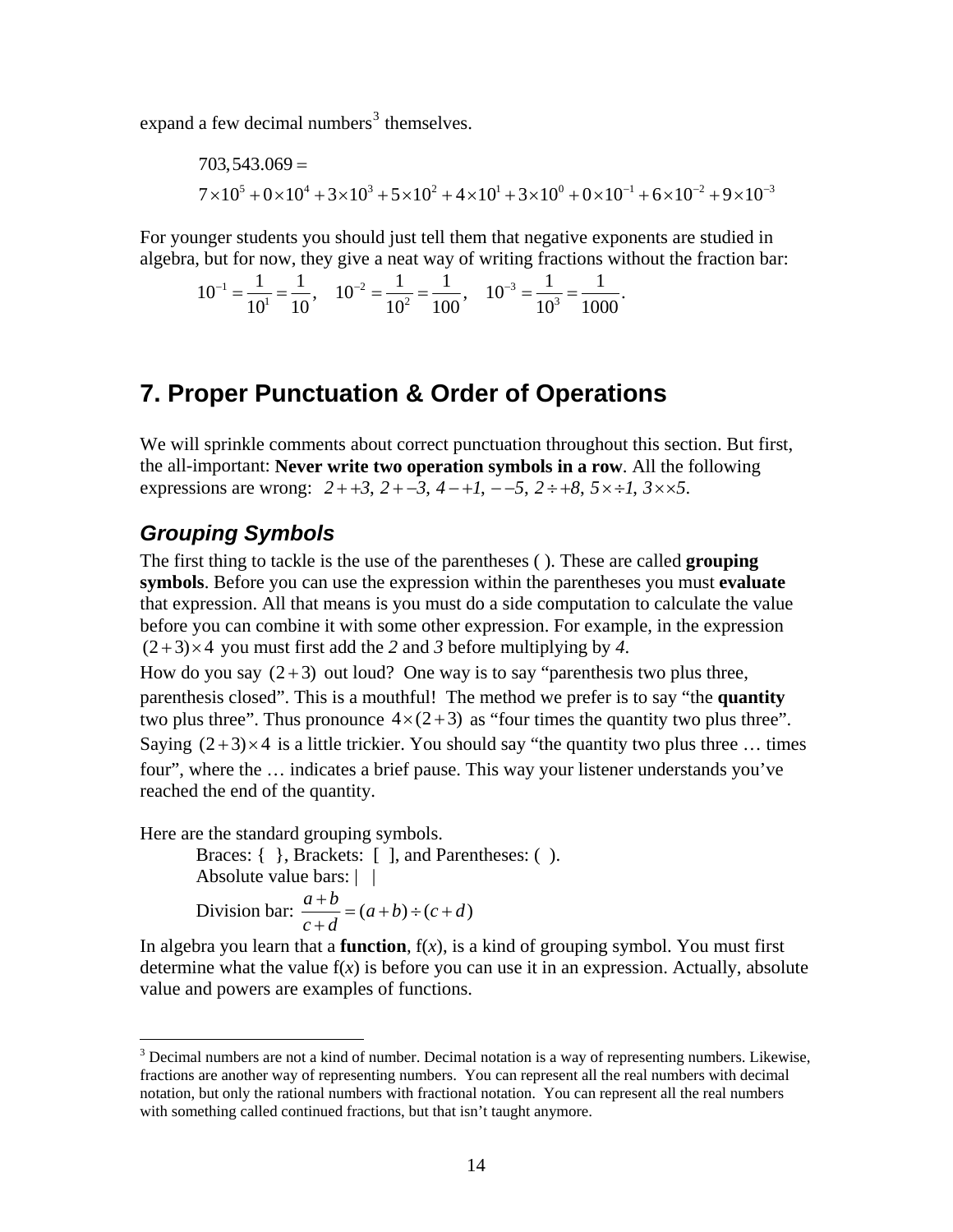expand a few decimal numbers[3] themselves.

$$703{,}543.069 =$$
$$7\times10^5 + 0\times10^4 + 3\times10^3 + 5\times10^2 + 4\times10^1 + 3\times10^0 + 0\times10^{-1} + 6\times10^{-2} + 9\times10^{-3}$$

For younger students you should just tell them that negative exponents are studied in algebra, but for now, they give a neat way of writing fractions without the fraction bar:

$$10^{-1} = \frac{1}{10^1} = \frac{1}{10}, \quad 10^{-2} = \frac{1}{10^2} = \frac{1}{100}, \quad 10^{-3} = \frac{1}{10^3} = \frac{1}{1000}.$$

## 7. Proper Punctuation & Order of Operations

We will sprinkle comments about correct punctuation throughout this section. But first, the all-important: **Never write two operation symbols in a row**. All the following expressions are wrong: $2++3$, $2+-3$, $4-+1$, $--5$, $2\div+8$, $5\times\div1$, $3\times\times5$.

### *Grouping Symbols*

The first thing to tackle is the use of the parentheses ( ). These are called **grouping symbols**. Before you can use the expression within the parentheses you must **evaluate** that expression. All that means is you must do a side computation to calculate the value before you can combine it with some other expression. For example, in the expression $(2+3)\times4$ you must first add the *2* and *3* before multiplying by *4*.

How do you say $(2+3)$ out loud? One way is to say "parenthesis two plus three, parenthesis closed". This is a mouthful! The method we prefer is to say "the **quantity** two plus three". Thus pronounce $4\times(2+3)$ as "four times the quantity two plus three". Saying $(2+3)\times4$ is a little trickier. You should say "the quantity two plus three … times four", where the … indicates a brief pause. This way your listener understands you've reached the end of the quantity.

Here are the standard grouping symbols.

Braces: { }, Brackets: [ ], and Parentheses: ( ).

Absolute value bars: | |

Division bar: $\dfrac{a+b}{c+d} = (a+b)\div(c+d)$

In algebra you learn that a **function**, f(*x*), is a kind of grouping symbol. You must first determine what the value f(*x*) is before you can use it in an expression. Actually, absolute value and powers are examples of functions.

---

[3] Decimal numbers are not a kind of number. Decimal notation is a way of representing numbers. Likewise, fractions are another way of representing numbers. You can represent all the real numbers with decimal notation, but only the rational numbers with fractional notation. You can represent all the real numbers with something called continued fractions, but that isn't taught anymore.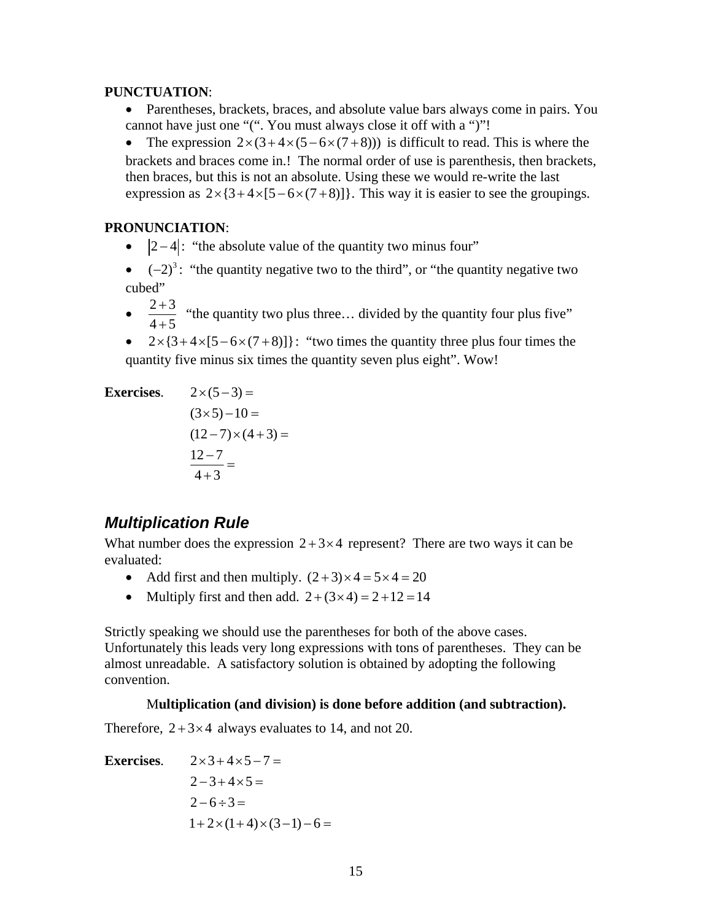**PUNCTUATION**:

- Parentheses, brackets, braces, and absolute value bars always come in pairs. You cannot have just one "(". You must always close it off with a ")"!
- The expression $2\times(3+4\times(5-6\times(7+8)))$ is difficult to read. This is where the brackets and braces come in.! The normal order of use is parenthesis, then brackets, then braces, but this is not an absolute. Using these we would re-write the last expression as $2\times\{3+4\times[5-6\times(7+8)]\}$. This way it is easier to see the groupings.

**PRONUNCIATION**:

- $|2-4|$: "the absolute value of the quantity two minus four"
- $(-2)^3$: "the quantity negative two to the third", or "the quantity negative two cubed"
- $\dfrac{2+3}{4+5}$ "the quantity two plus three… divided by the quantity four plus five"
- $2\times\{3+4\times[5-6\times(7+8)]\}$: "two times the quantity three plus four times the quantity five minus six times the quantity seven plus eight". Wow!

**Exercises**.

$2\times(5-3)=$

$(3\times5)-10=$

$(12-7)\times(4+3)=$

$\dfrac{12-7}{4+3}=$

## *Multiplication Rule*

What number does the expression $2+3\times4$ represent? There are two ways it can be evaluated:

- Add first and then multiply. $(2+3)\times4=5\times4=20$
- Multiply first and then add. $2+(3\times4)=2+12=14$

Strictly speaking we should use the parentheses for both of the above cases. Unfortunately this leads very long expressions with tons of parentheses. They can be almost unreadable. A satisfactory solution is obtained by adopting the following convention.

M**ultiplication (and division) is done before addition (and subtraction).**

Therefore, $2+3\times4$ always evaluates to 14, and not 20.

**Exercises**.

$2\times3+4\times5-7=$

$2-3+4\times5=$

$2-6\div3=$

$1+2\times(1+4)\times(3-1)-6=$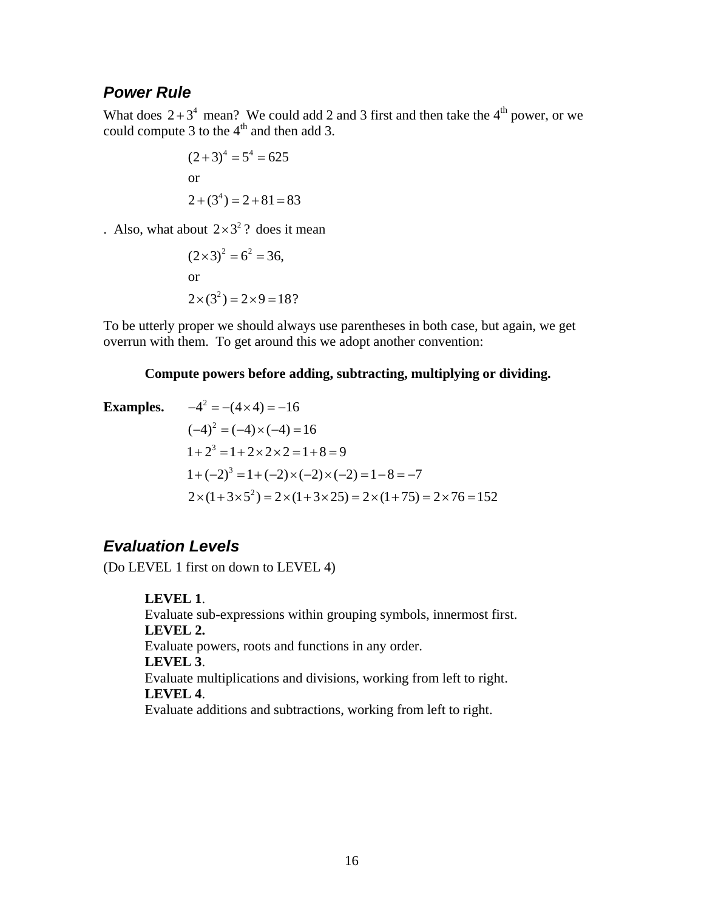### *Power Rule*

What does $2+3^4$ mean? We could add 2 and 3 first and then take the 4th power, or we could compute 3 to the 4th and then add 3.

$$(2+3)^4 = 5^4 = 625$$

or

$$2+(3^4) = 2+81 = 83$$

. Also, what about $2\times 3^2$ ? does it mean

$$(2\times 3)^2 = 6^2 = 36,$$

or

$$2\times(3^2) = 2\times 9 = 18?$$

To be utterly proper we should always use parentheses in both case, but again, we get overrun with them. To get around this we adopt another convention:

**Compute powers before adding, subtracting, multiplying or dividing.**

**Examples.**

$$-4^2 = -(4\times 4) = -16$$

$$(-4)^2 = (-4)\times(-4) = 16$$

$$1+2^3 = 1+2\times 2\times 2 = 1+8 = 9$$

$$1+(-2)^3 = 1+(-2)\times(-2)\times(-2) = 1-8 = -7$$

$$2\times(1+3\times 5^2) = 2\times(1+3\times 25) = 2\times(1+75) = 2\times 76 = 152$$

### *Evaluation Levels*

(Do LEVEL 1 first on down to LEVEL 4)

**LEVEL 1**.
Evaluate sub-expressions within grouping symbols, innermost first.
**LEVEL 2.**
Evaluate powers, roots and functions in any order.
**LEVEL 3**.
Evaluate multiplications and divisions, working from left to right.
**LEVEL 4**.
Evaluate additions and subtractions, working from left to right.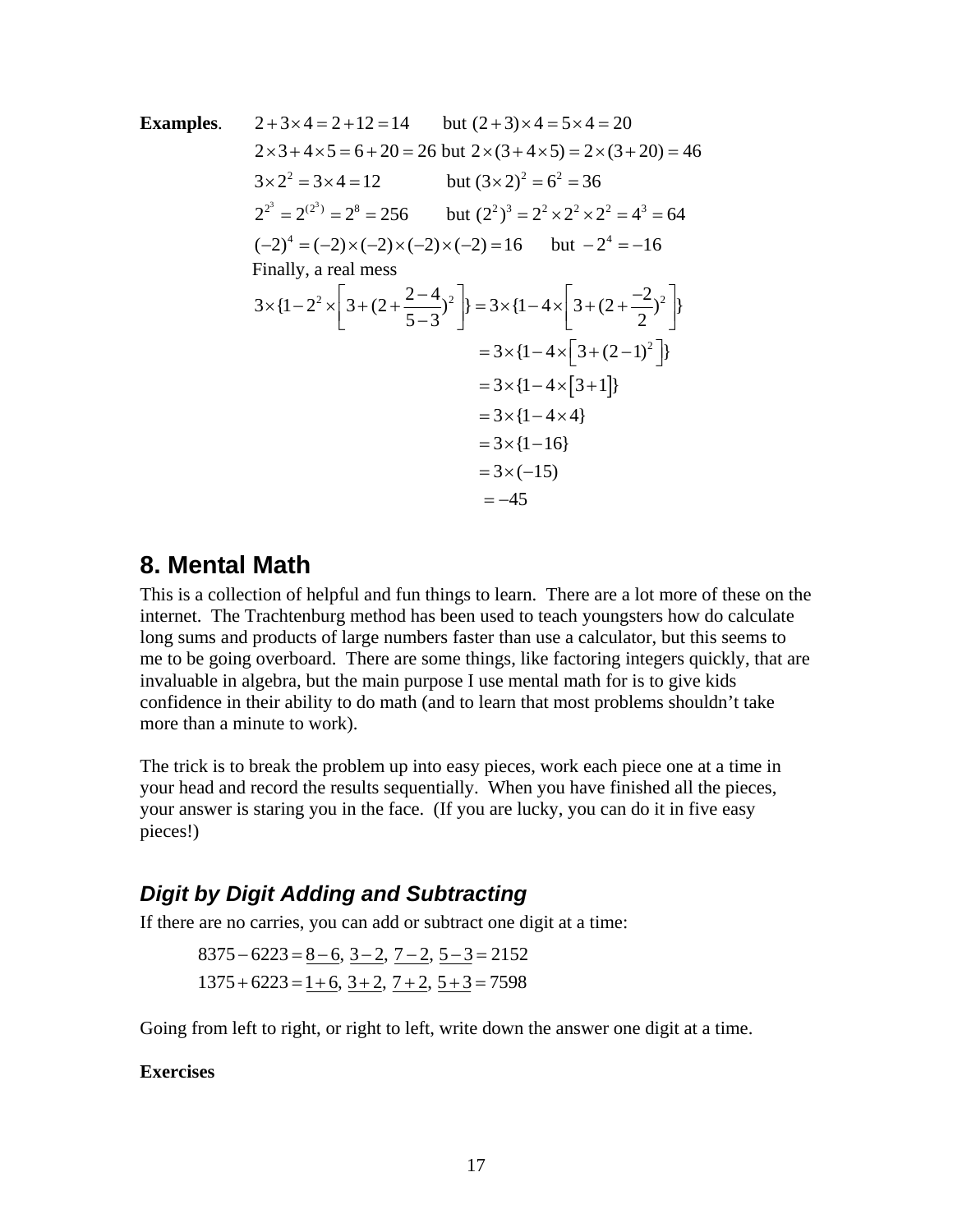**Examples**. $2+3\times 4=2+12=14$ but $(2+3)\times 4=5\times 4=20$

$2\times 3+4\times 5=6+20=26$ but $2\times(3+4\times 5)=2\times(3+20)=46$

$3\times 2^2=3\times 4=12$ but $(3\times 2)^2=6^2=36$

$2^{2^3}=2^{(2^3)}=2^8=256$ but $(2^2)^3=2^2\times 2^2\times 2^2=4^3=64$

$(-2)^4=(-2)\times(-2)\times(-2)\times(-2)=16$ but $-2^4=-16$

Finally, a real mess

$$
\begin{aligned}
3\times\{1-2^2\times\left[3+(2+\frac{2-4}{5-3})^2\right]\} &= 3\times\{1-4\times\left[3+(2+\frac{-2}{2})^2\right]\} \\
&= 3\times\{1-4\times\left[3+(2-1)^2\right]\} \\
&= 3\times\{1-4\times\left[3+1\right]\} \\
&= 3\times\{1-4\times 4\} \\
&= 3\times\{1-16\} \\
&= 3\times(-15) \\
&= -45
\end{aligned}
$$

## 8. Mental Math

This is a collection of helpful and fun things to learn. There are a lot more of these on the internet. The Trachtenburg method has been used to teach youngsters how do calculate long sums and products of large numbers faster than use a calculator, but this seems to me to be going overboard. There are some things, like factoring integers quickly, that are invaluable in algebra, but the main purpose I use mental math for is to give kids confidence in their ability to do math (and to learn that most problems shouldn't take more than a minute to work).

The trick is to break the problem up into easy pieces, work each piece one at a time in your head and record the results sequentially. When you have finished all the pieces, your answer is staring you in the face. (If you are lucky, you can do it in five easy pieces!)

### *Digit by Digit Adding and Subtracting*

If there are no carries, you can add or subtract one digit at a time:

$$8375-6223=\underline{8-6},\ \underline{3-2},\ \underline{7-2},\ \underline{5-3}=2152$$

$$1375+6223=\underline{1+6},\ \underline{3+2},\ \underline{7+2},\ \underline{5+3}=7598$$

Going from left to right, or right to left, write down the answer one digit at a time.

**Exercises**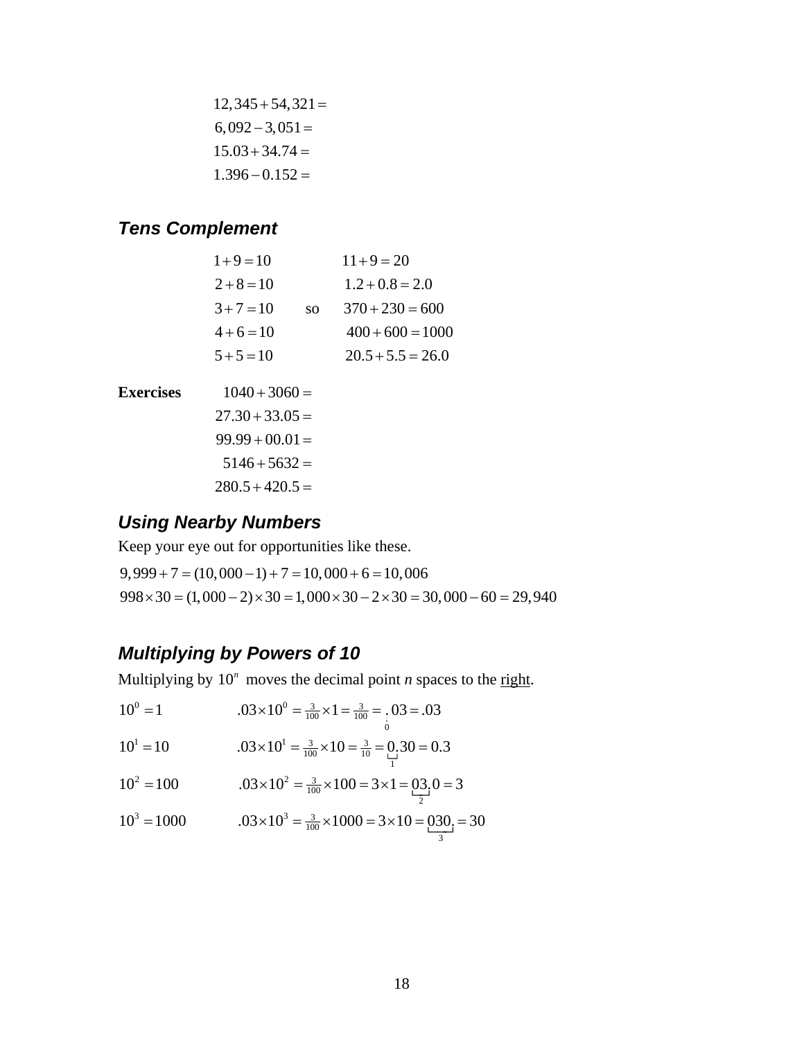$$12,345 + 54,321 =$$
$$6,092 - 3,051 =$$
$$15.03 + 34.74 =$$
$$1.396 - 0.152 =$$

### *Tens Complement*

$$
\begin{array}{lcl}
1+9=10 & & 11+9=20 \\
2+8=10 & & 1.2+0.8=2.0 \\
3+7=10 & \text{so} & 370+230=600 \\
4+6=10 & & 400+600=1000 \\
5+5=10 & & 20.5+5.5=26.0
\end{array}
$$

**Exercises**

$$1040 + 3060 =$$
$$27.30 + 33.05 =$$
$$99.99 + 00.01 =$$
$$5146 + 5632 =$$
$$280.5 + 420.5 =$$

### *Using Nearby Numbers*

Keep your eye out for opportunities like these.

$$9,999 + 7 = (10,000 - 1) + 7 = 10,000 + 6 = 10,006$$

$$998 \times 30 = (1,000 - 2) \times 30 = 1,000 \times 30 - 2 \times 30 = 30,000 - 60 = 29,940$$

### *Multiplying by Powers of 10*

Multiplying by $10^n$ moves the decimal point *n* spaces to the right.

$$10^0 = 1 \qquad .03 \times 10^0 = \tfrac{3}{100} \times 1 = \tfrac{3}{100} = \underset{0}{.}03 = .03$$

$$10^1 = 10 \qquad .03 \times 10^1 = \tfrac{3}{100} \times 10 = \tfrac{3}{10} = \underbrace{0.}_{1}30 = 0.3$$

$$10^2 = 100 \qquad .03 \times 10^2 = \tfrac{3}{100} \times 100 = 3 \times 1 = \underbrace{03.}_{2}0 = 3$$

$$10^3 = 1000 \qquad .03 \times 10^3 = \tfrac{3}{100} \times 1000 = 3 \times 10 = \underbrace{030.}_{3} = 30$$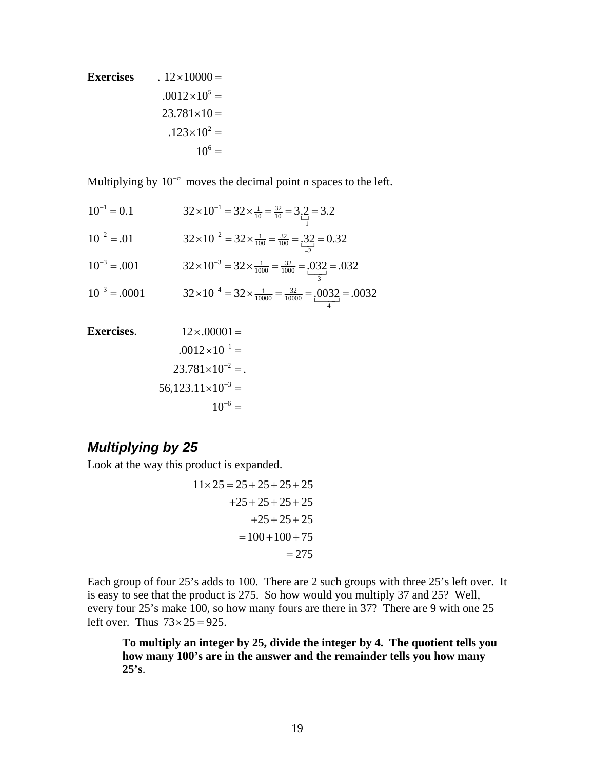**Exercises** . $12 \times 10000 =$

$$.0012 \times 10^5 =$$

$$23.781 \times 10 =$$

$$.123 \times 10^2 =$$

$$10^6 =$$

Multiplying by $10^{-n}$ moves the decimal point *n* spaces to the <u>left</u>.

$10^{-1} = 0.1$ $\quad 32 \times 10^{-1} = 32 \times \frac{1}{10} = \frac{32}{10} = 3\underbrace{.2}_{-1} = 3.2$

$10^{-2} = .01$ $\quad 32 \times 10^{-2} = 32 \times \frac{1}{100} = \frac{32}{100} = \underbrace{.32}_{-2} = 0.32$

$10^{-3} = .001$ $\quad 32 \times 10^{-3} = 32 \times \frac{1}{1000} = \frac{32}{1000} = \underbrace{.032}_{-3} = .032$

$10^{-3} = .0001$ $\quad 32 \times 10^{-4} = 32 \times \frac{1}{10000} = \frac{32}{10000} = \underbrace{.0032}_{-4} = .0032$

**Exercises**. $12 \times .00001 =$

$$.0012 \times 10^{-1} =$$

$$23.781 \times 10^{-2} = .$$

$$56{,}123.11 \times 10^{-3} =$$

$$10^{-6} =$$

## *Multiplying by 25*

Look at the way this product is expanded.

$$\begin{aligned} 11 \times 25 &= 25 + 25 + 25 + 25 \\ &\quad + 25 + 25 + 25 + 25 \\ &\quad + 25 + 25 + 25 \\ &= 100 + 100 + 75 \\ &= 275 \end{aligned}$$

Each group of four 25's adds to 100. There are 2 such groups with three 25's left over. It is easy to see that the product is 275. So how would you multiply 37 and 25? Well, every four 25's make 100, so how many fours are there in 37? There are 9 with one 25 left over. Thus $73 \times 25 = 925$.

> **To multiply an integer by 25, divide the integer by 4. The quotient tells you how many 100's are in the answer and the remainder tells you how many 25's**.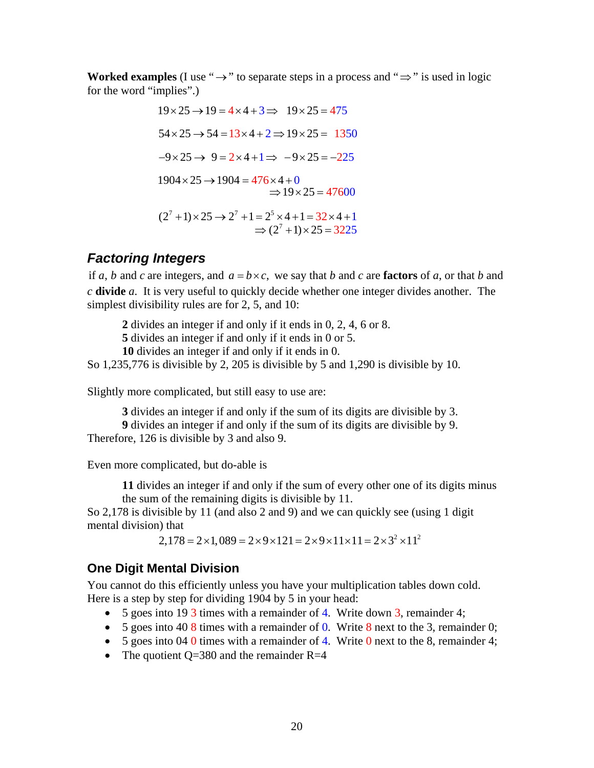**Worked examples** (I use "$\to$" to separate steps in a process and "$\Rightarrow$" is used in logic for the word "implies".)

$$19\times 25 \to 19 = 4\times 4+3 \Rightarrow \quad 19\times 25 = 475$$

$$54\times 25 \to 54 = 13\times 4+2 \Rightarrow 19\times 25 = \ 1350$$

$$-9\times 25 \to \ 9 = 2\times 4+1 \Rightarrow \ -9\times 25 = -225$$

$$1904\times 25 \to 1904 = 476\times 4+0 \Rightarrow 19\times 25 = 47600$$

$$(2^7+1)\times 25 \to 2^7+1 = 2^5\times 4+1 = 32\times 4+1 \Rightarrow (2^7+1)\times 25 = 3225$$

## Factoring Integers

if $a$, $b$ and $c$ are integers, and $a = b\times c$, we say that $b$ and $c$ are **factors** of $a$, or that $b$ and $c$ **divide** $a$. It is very useful to quickly decide whether one integer divides another. The simplest divisibility rules are for 2, 5, and 10:

> **2** divides an integer if and only if it ends in 0, 2, 4, 6 or 8.
> **5** divides an integer if and only if it ends in 0 or 5.
> **10** divides an integer if and only if it ends in 0.

So 1,235,776 is divisible by 2, 205 is divisible by 5 and 1,290 is divisible by 10.

Slightly more complicated, but still easy to use are:

> **3** divides an integer if and only if the sum of its digits are divisible by 3.
> **9** divides an integer if and only if the sum of its digits are divisible by 9.

Therefore, 126 is divisible by 3 and also 9.

Even more complicated, but do-able is

> **11** divides an integer if and only if the sum of every other one of its digits minus the sum of the remaining digits is divisible by 11.

So 2,178 is divisible by 11 (and also 2 and 9) and we can quickly see (using 1 digit mental division) that

$$2{,}178 = 2\times 1{,}089 = 2\times 9\times 121 = 2\times 9\times 11\times 11 = 2\times 3^2\times 11^2$$

### One Digit Mental Division

You cannot do this efficiently unless you have your multiplication tables down cold. Here is a step by step for dividing 1904 by 5 in your head:

- 5 goes into 19 3 times with a remainder of 4. Write down 3, remainder 4;
- 5 goes into 40 8 times with a remainder of 0. Write 8 next to the 3, remainder 0;
- 5 goes into 04 0 times with a remainder of 4. Write 0 next to the 8, remainder 4;
- The quotient Q=380 and the remainder R=4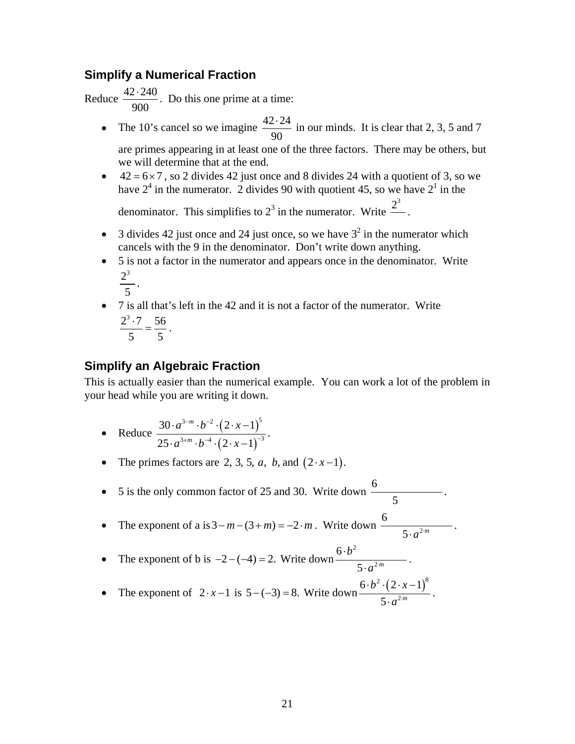## Simplify a Numerical Fraction

Reduce $\frac{42 \cdot 240}{900}$. Do this one prime at a time:

- The 10's cancel so we imagine $\frac{42 \cdot 24}{90}$ in our minds. It is clear that 2, 3, 5 and 7 are primes appearing in at least one of the three factors. There may be others, but we will determine that at the end.
- $42 = 6 \times 7$, so 2 divides 42 just once and 8 divides 24 with a quotient of 3, so we have $2^4$ in the numerator. 2 divides 90 with quotient 45, so we have $2^1$ in the denominator. This simplifies to $2^3$ in the numerator. Write $\frac{2^3}{\phantom{5}}$.
- 3 divides 42 just once and 24 just once, so we have $3^2$ in the numerator which cancels with the 9 in the denominator. Don't write down anything.
- 5 is not a factor in the numerator and appears once in the denominator. Write $\frac{2^3}{5}$.
- 7 is all that's left in the 42 and it is not a factor of the numerator. Write $\frac{2^3 \cdot 7}{5} = \frac{56}{5}$.

## Simplify an Algebraic Fraction

This is actually easier than the numerical example. You can work a lot of the problem in your head while you are writing it down.

- Reduce $\frac{30 \cdot a^{3-m} \cdot b^{-2} \cdot (2 \cdot x - 1)^5}{25 \cdot a^{3+m} \cdot b^{-4} \cdot (2 \cdot x - 1)^{-3}}$.
- The primes factors are $2, 3, 5, a, b,$ and $(2 \cdot x - 1)$.
- 5 is the only common factor of 25 and 30. Write down $\frac{6}{5}$.
- The exponent of a is $3 - m - (3 + m) = -2 \cdot m$. Write down $\frac{6}{5 \cdot a^{2 \cdot m}}$.
- The exponent of b is $-2 - (-4) = 2$. Write down $\frac{6 \cdot b^2}{5 \cdot a^{2 \cdot m}}$.
- The exponent of $2 \cdot x - 1$ is $5 - (-3) = 8$. Write down $\frac{6 \cdot b^2 \cdot (2 \cdot x - 1)^8}{5 \cdot a^{2 \cdot m}}$.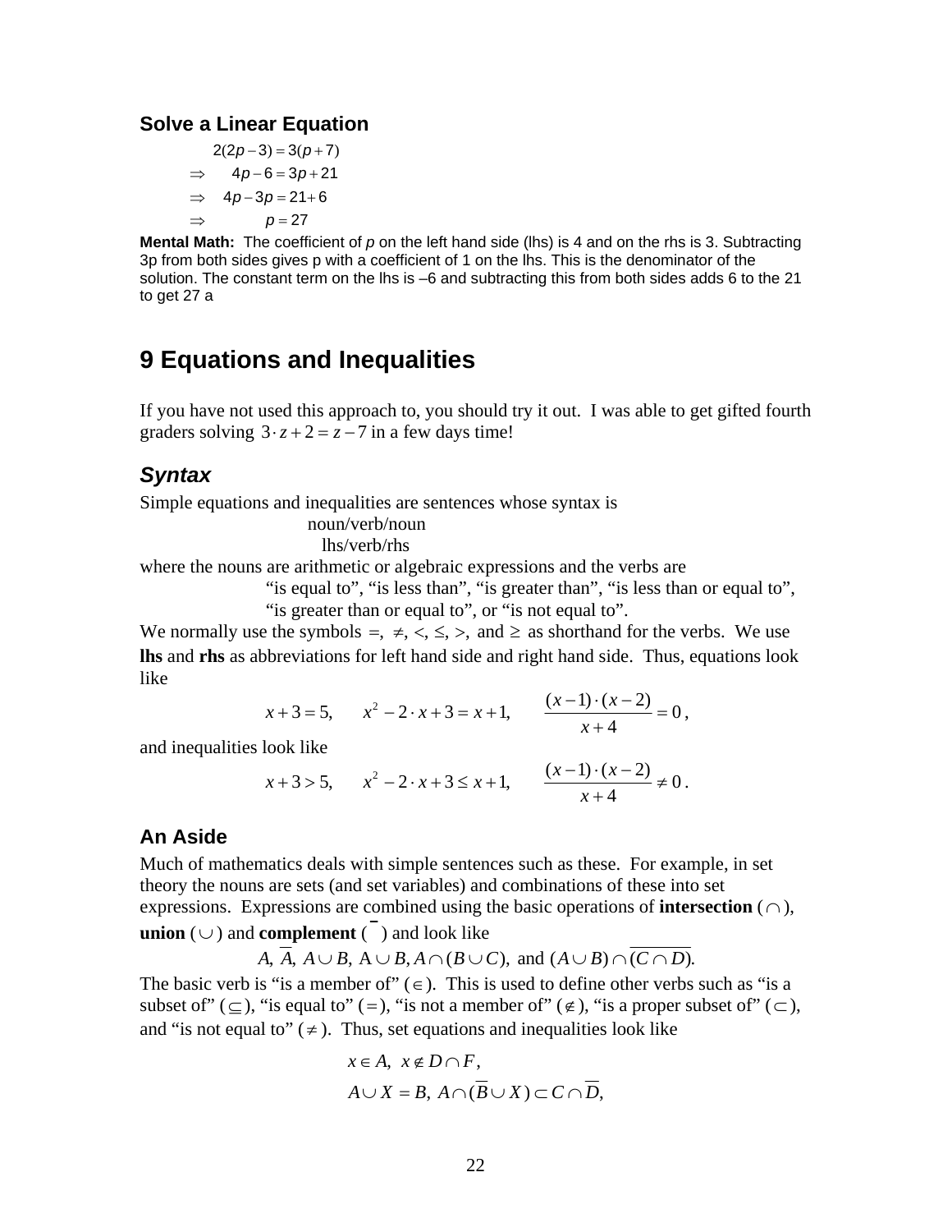### Solve a Linear Equation

$$
\begin{aligned}
& 2(2p-3) = 3(p+7) \\
\Rightarrow \quad & 4p - 6 = 3p + 21 \\
\Rightarrow \quad & 4p - 3p = 21 + 6 \\
\Rightarrow \quad & p = 27
\end{aligned}
$$

**Mental Math:** The coefficient of *p* on the left hand side (lhs) is 4 and on the rhs is 3. Subtracting 3p from both sides gives p with a coefficient of 1 on the lhs. This is the denominator of the solution. The constant term on the lhs is –6 and subtracting this from both sides adds 6 to the 21 to get 27 a

# 9 Equations and Inequalities

If you have not used this approach to, you should try it out. I was able to get gifted fourth graders solving $3 \cdot z + 2 = z - 7$ in a few days time!

## *Syntax*

Simple equations and inequalities are sentences whose syntax is

noun/verb/noun
lhs/verb/rhs

where the nouns are arithmetic or algebraic expressions and the verbs are

"is equal to", "is less than", "is greater than", "is less than or equal to", "is greater than or equal to", or "is not equal to".

We normally use the symbols $=, \neq, <, \leq, >,$ and $\geq$ as shorthand for the verbs. We use **lhs** and **rhs** as abbreviations for left hand side and right hand side. Thus, equations look like

$$x + 3 = 5, \quad x^2 - 2 \cdot x + 3 = x + 1, \quad \frac{(x-1)\cdot(x-2)}{x+4} = 0,$$

and inequalities look like

$$x + 3 > 5, \quad x^2 - 2 \cdot x + 3 \leq x + 1, \quad \frac{(x-1)\cdot(x-2)}{x+4} \neq 0.$$

### An Aside

Much of mathematics deals with simple sentences such as these. For example, in set theory the nouns are sets (and set variables) and combinations of these into set expressions. Expressions are combined using the basic operations of **intersection** ($\cap$), **union** ($\cup$) and **complement** ($\overline{\phantom{A}}$) and look like

$$A, \ \overline{A}, \ A \cup B, \ A \cup B, A \cap (B \cup C), \text{ and } (A \cup B) \cap \overline{(C \cap D)}.$$

The basic verb is "is a member of" ($\in$). This is used to define other verbs such as "is a subset of" ($\subseteq$), "is equal to" ($=$), "is not a member of" ($\notin$), "is a proper subset of" ($\subset$), and "is not equal to" ($\neq$). Thus, set equations and inequalities look like

$$x \in A, \ x \notin D \cap F,$$
$$A \cup X = B, \ A \cap (\overline{B} \cup X) \subset C \cap \overline{D},$$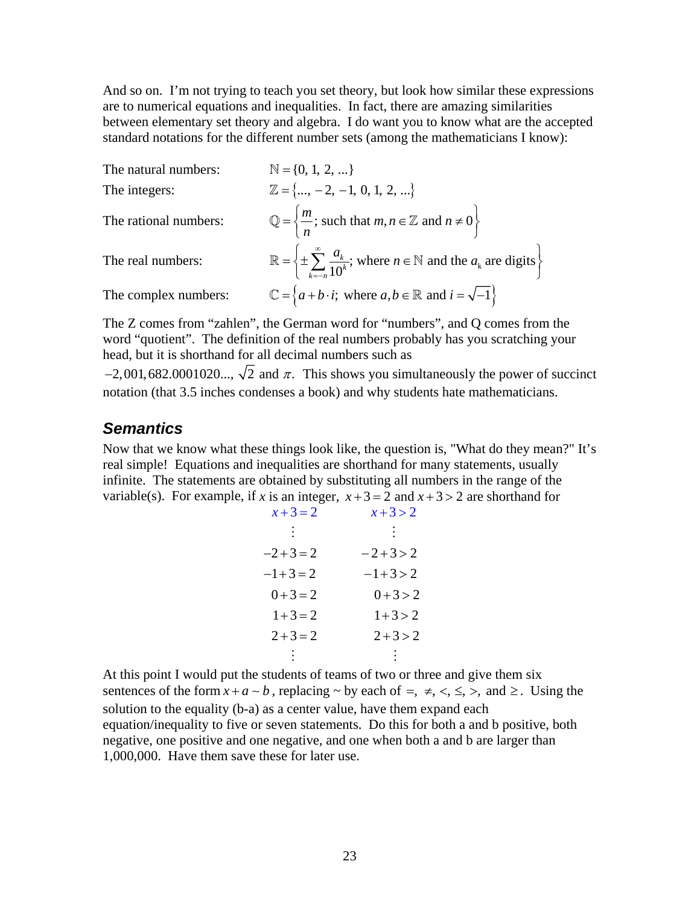And so on. I'm not trying to teach you set theory, but look how similar these expressions are to numerical equations and inequalities. In fact, there are amazing similarities between elementary set theory and algebra. I do want you to know what are the accepted standard notations for the different number sets (among the mathematicians I know):

The natural numbers: $\mathbb{N} = \{0, 1, 2, ...\}$

The integers: $\mathbb{Z} = \{..., -2, -1, 0, 1, 2, ...\}$

The rational numbers: $\mathbb{Q} = \left\{ \dfrac{m}{n}; \text{ such that } m, n \in \mathbb{Z} \text{ and } n \neq 0 \right\}$

The real numbers: $\mathbb{R} = \left\{ \pm \sum_{k=-n}^{\infty} \dfrac{a_k}{10^k}; \text{ where } n \in \mathbb{N} \text{ and the } a_k \text{ are digits} \right\}$

The complex numbers: $\mathbb{C} = \left\{ a + b \cdot i; \text{ where } a, b \in \mathbb{R} \text{ and } i = \sqrt{-1} \right\}$

The Z comes from "zahlen", the German word for "numbers", and Q comes from the word "quotient". The definition of the real numbers probably has you scratching your head, but it is shorthand for all decimal numbers such as $-2{,}001{,}682.0001020...$, $\sqrt{2}$ and $\pi$. This shows you simultaneously the power of succinct notation (that 3.5 inches condenses a book) and why students hate mathematicians.

## *Semantics*

Now that we know what these things look like, the question is, "What do they mean?" It's real simple! Equations and inequalities are shorthand for many statements, usually infinite. The statements are obtained by substituting all numbers in the range of the variable(s). For example, if $x$ is an integer, $x + 3 = 2$ and $x + 3 > 2$ are shorthand for

| $x + 3 = 2$ | $x + 3 > 2$ |
|---|---|
| $\vdots$ | $\vdots$ |
| $-2 + 3 = 2$ | $-2 + 3 > 2$ |
| $-1 + 3 = 2$ | $-1 + 3 > 2$ |
| $0 + 3 = 2$ | $0 + 3 > 2$ |
| $1 + 3 = 2$ | $1 + 3 > 2$ |
| $2 + 3 = 2$ | $2 + 3 > 2$ |
| $\vdots$ | $\vdots$ |

At this point I would put the students of teams of two or three and give them six sentences of the form $x + a \sim b$, replacing ~ by each of $=, \neq, <, \leq, >,$ and $\geq$. Using the solution to the equality (b-a) as a center value, have them expand each equation/inequality to five or seven statements. Do this for both a and b positive, both negative, one positive and one negative, and one when both a and b are larger than 1,000,000. Have them save these for later use.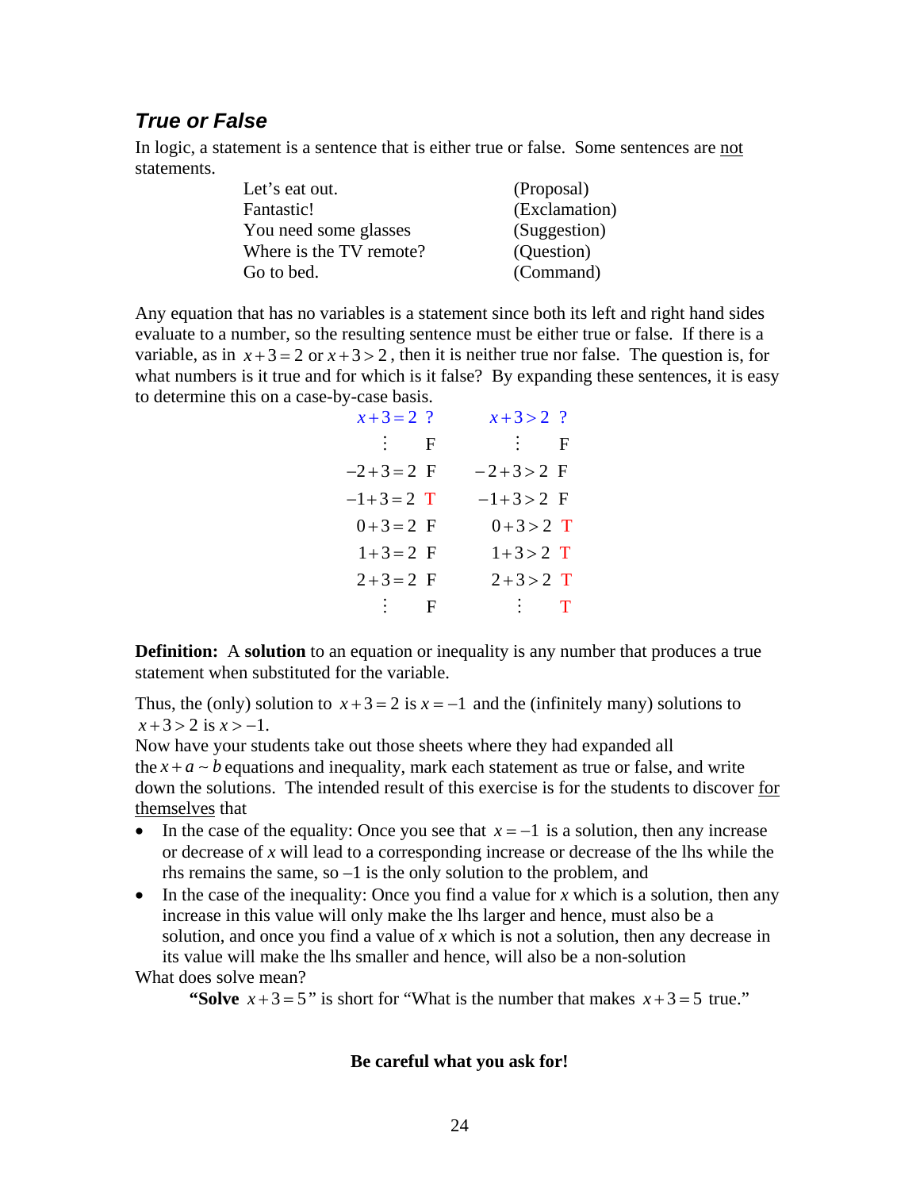## *True or False*

In logic, a statement is a sentence that is either true or false. Some sentences are not statements.

| | |
|---|---|
| Let's eat out. | (Proposal) |
| Fantastic! | (Exclamation) |
| You need some glasses | (Suggestion) |
| Where is the TV remote? | (Question) |
| Go to bed. | (Command) |

Any equation that has no variables is a statement since both its left and right hand sides evaluate to a number, so the resulting sentence must be either true or false. If there is a variable, as in $x+3=2$ or $x+3>2$, then it is neither true nor false. The question is, for what numbers is it true and for which is it false? By expanding these sentences, it is easy to determine this on a case-by-case basis.

| $x+3=2$ ? | | $x+3>2$ ? | |
|---|---|---|---|
| $\vdots$ | F | $\vdots$ | F |
| $-2+3=2$ | F | $-2+3>2$ | F |
| $-1+3=2$ | T | $-1+3>2$ | F |
| $0+3=2$ | F | $0+3>2$ | T |
| $1+3=2$ | F | $1+3>2$ | T |
| $2+3=2$ | F | $2+3>2$ | T |
| $\vdots$ | F | $\vdots$ | T |

**Definition:** A **solution** to an equation or inequality is any number that produces a true statement when substituted for the variable.

Thus, the (only) solution to $x+3=2$ is $x=-1$ and the (infinitely many) solutions to $x+3>2$ is $x>-1$.

Now have your students take out those sheets where they had expanded all the $x+a \sim b$ equations and inequality, mark each statement as true or false, and write down the solutions. The intended result of this exercise is for the students to discover for themselves that

- In the case of the equality: Once you see that $x=-1$ is a solution, then any increase or decrease of $x$ will lead to a corresponding increase or decrease of the lhs while the rhs remains the same, so –1 is the only solution to the problem, and
- In the case of the inequality: Once you find a value for $x$ which is a solution, then any increase in this value will only make the lhs larger and hence, must also be a solution, and once you find a value of $x$ which is not a solution, then any decrease in its value will make the lhs smaller and hence, will also be a non-solution

What does solve mean?

**"Solve** $x+3=5$" is short for "What is the number that makes $x+3=5$ true."

**Be careful what you ask for!**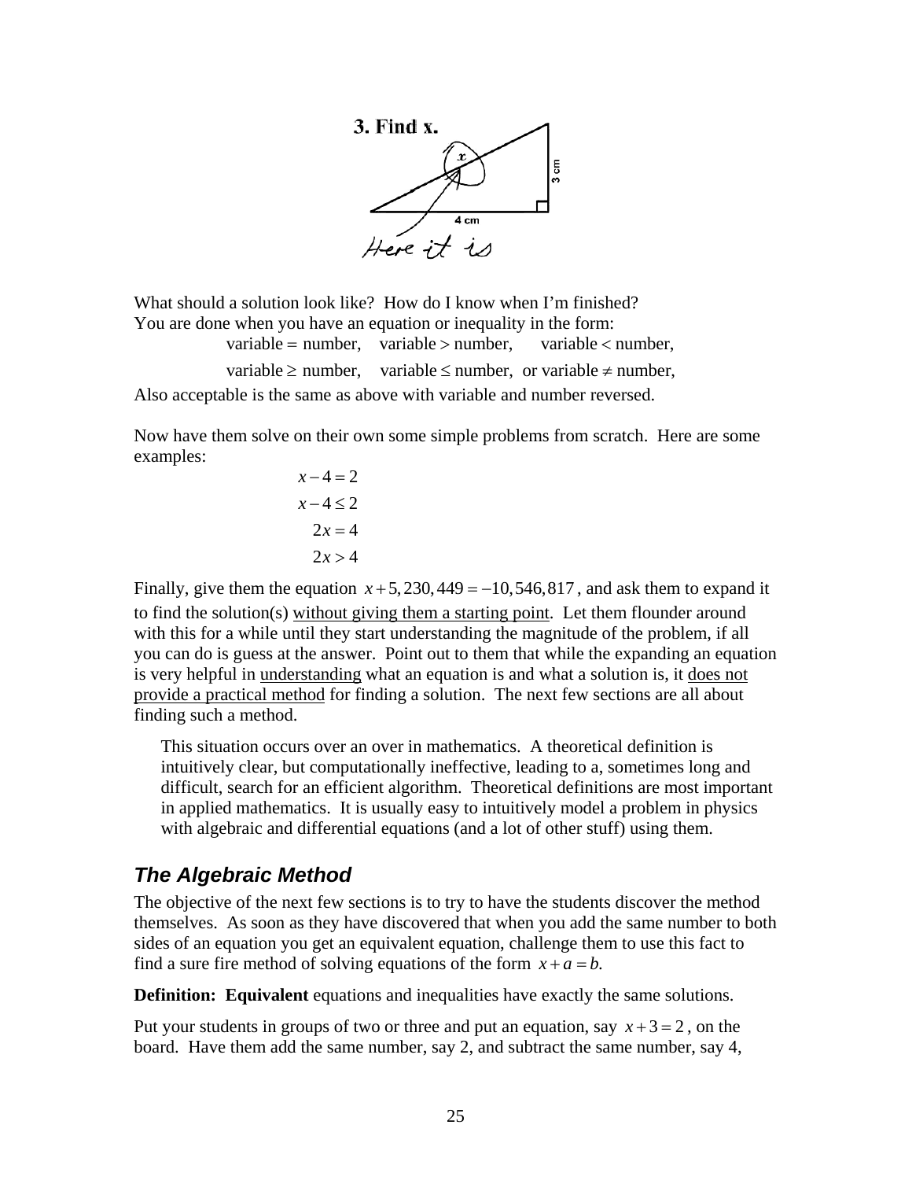What should a solution look like? How do I know when I'm finished? You are done when you have an equation or inequality in the form:

$$\text{variable} = \text{number}, \quad \text{variable} > \text{number}, \quad \text{variable} < \text{number},$$

$$\text{variable} \geq \text{number}, \quad \text{variable} \leq \text{number}, \text{ or variable} \neq \text{number},$$

Also acceptable is the same as above with variable and number reversed.

Now have them solve on their own some simple problems from scratch. Here are some examples:

$$x - 4 = 2$$

$$x - 4 \leq 2$$

$$2x = 4$$

$$2x > 4$$

Finally, give them the equation $x + 5,230,449 = -10,546,817$, and ask them to expand it to find the solution(s) <u>without giving them a starting point</u>. Let them flounder around with this for a while until they start understanding the magnitude of the problem, if all you can do is guess at the answer. Point out to them that while the expanding an equation is very helpful in <u>understanding</u> what an equation is and what a solution is, it <u>does not provide a practical method</u> for finding a solution. The next few sections are all about finding such a method.

> This situation occurs over an over in mathematics. A theoretical definition is intuitively clear, but computationally ineffective, leading to a, sometimes long and difficult, search for an efficient algorithm. Theoretical definitions are most important in applied mathematics. It is usually easy to intuitively model a problem in physics with algebraic and differential equations (and a lot of other stuff) using them.

## *The Algebraic Method*

The objective of the next few sections is to try to have the students discover the method themselves. As soon as they have discovered that when you add the same number to both sides of an equation you get an equivalent equation, challenge them to use this fact to find a sure fire method of solving equations of the form $x + a = b$.

**Definition: Equivalent** equations and inequalities have exactly the same solutions.

Put your students in groups of two or three and put an equation, say $x + 3 = 2$, on the board. Have them add the same number, say 2, and subtract the same number, say 4,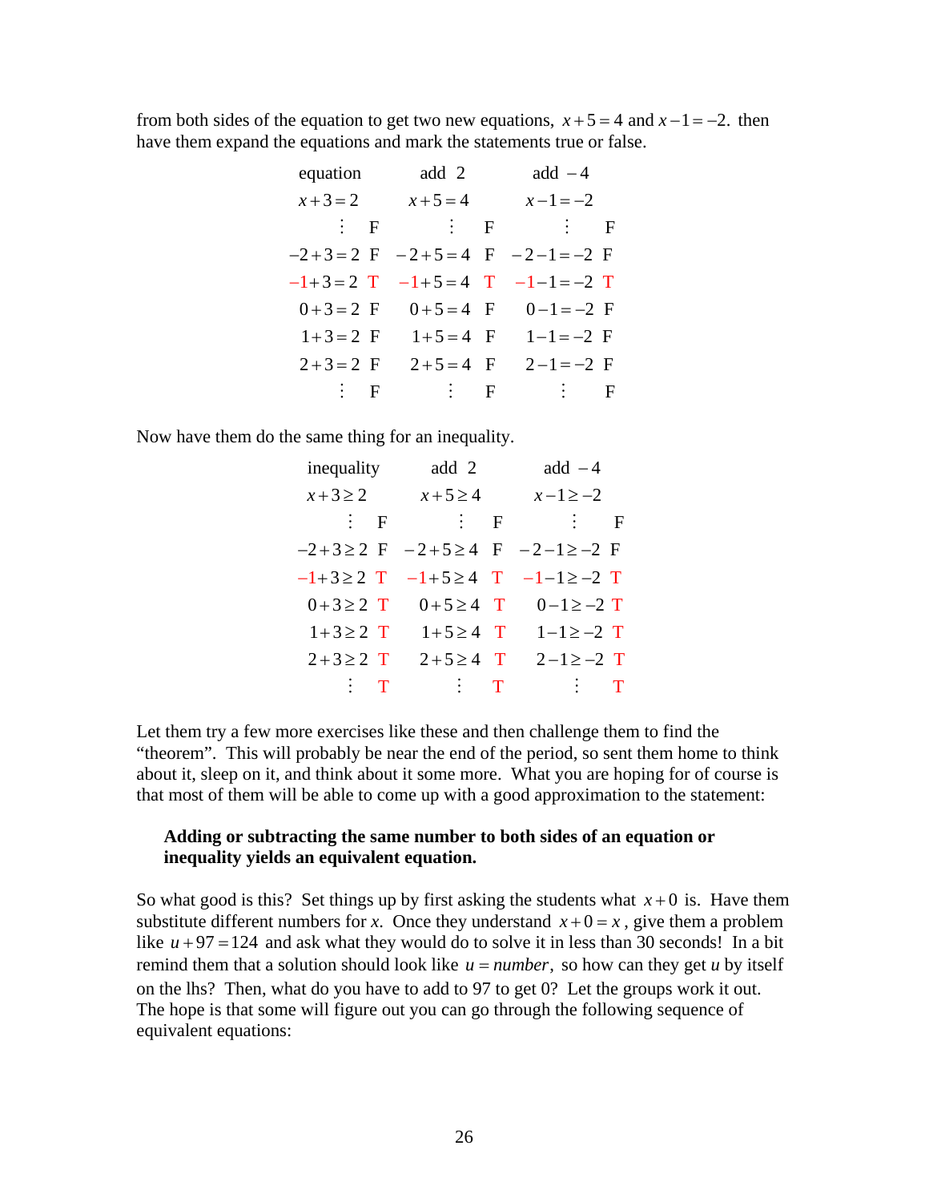from both sides of the equation to get two new equations, $x+5=4$ and $x-1=-2$. then have them expand the equations and mark the statements true or false.

| equation | | add 2 | | add $-4$ | |
|---|---|---|---|---|---|
| $x+3=2$ | | $x+5=4$ | | $x-1=-2$ | |
| $\vdots$ | F | $\vdots$ | F | $\vdots$ | F |
| $-2+3=2$ | F | $-2+5=4$ | F | $-2-1=-2$ | F |
| $-1+3=2$ | T | $-1+5=4$ | T | $-1-1=-2$ | T |
| $0+3=2$ | F | $0+5=4$ | F | $0-1=-2$ | F |
| $1+3=2$ | F | $1+5=4$ | F | $1-1=-2$ | F |
| $2+3=2$ | F | $2+5=4$ | F | $2-1=-2$ | F |
| $\vdots$ | F | $\vdots$ | F | $\vdots$ | F |

Now have them do the same thing for an inequality.

| inequality | | add 2 | | add $-4$ | |
|---|---|---|---|---|---|
| $x+3\ge 2$ | | $x+5\ge 4$ | | $x-1\ge -2$ | |
| $\vdots$ | F | $\vdots$ | F | $\vdots$ | F |
| $-2+3\ge 2$ | F | $-2+5\ge 4$ | F | $-2-1\ge -2$ | F |
| $-1+3\ge 2$ | T | $-1+5\ge 4$ | T | $-1-1\ge -2$ | T |
| $0+3\ge 2$ | T | $0+5\ge 4$ | T | $0-1\ge -2$ | T |
| $1+3\ge 2$ | T | $1+5\ge 4$ | T | $1-1\ge -2$ | T |
| $2+3\ge 2$ | T | $2+5\ge 4$ | T | $2-1\ge -2$ | T |
| $\vdots$ | T | $\vdots$ | T | $\vdots$ | T |

Let them try a few more exercises like these and then challenge them to find the "theorem". This will probably be near the end of the period, so sent them home to think about it, sleep on it, and think about it some more. What you are hoping for of course is that most of them will be able to come up with a good approximation to the statement:

> **Adding or subtracting the same number to both sides of an equation or inequality yields an equivalent equation.**

So what good is this? Set things up by first asking the students what $x+0$ is. Have them substitute different numbers for *x*. Once they understand $x+0=x$, give them a problem like $u+97=124$ and ask what they would do to solve it in less than 30 seconds! In a bit remind them that a solution should look like $u = \textit{number}$, so how can they get *u* by itself on the lhs? Then, what do you have to add to 97 to get 0? Let the groups work it out. The hope is that some will figure out you can go through the following sequence of equivalent equations: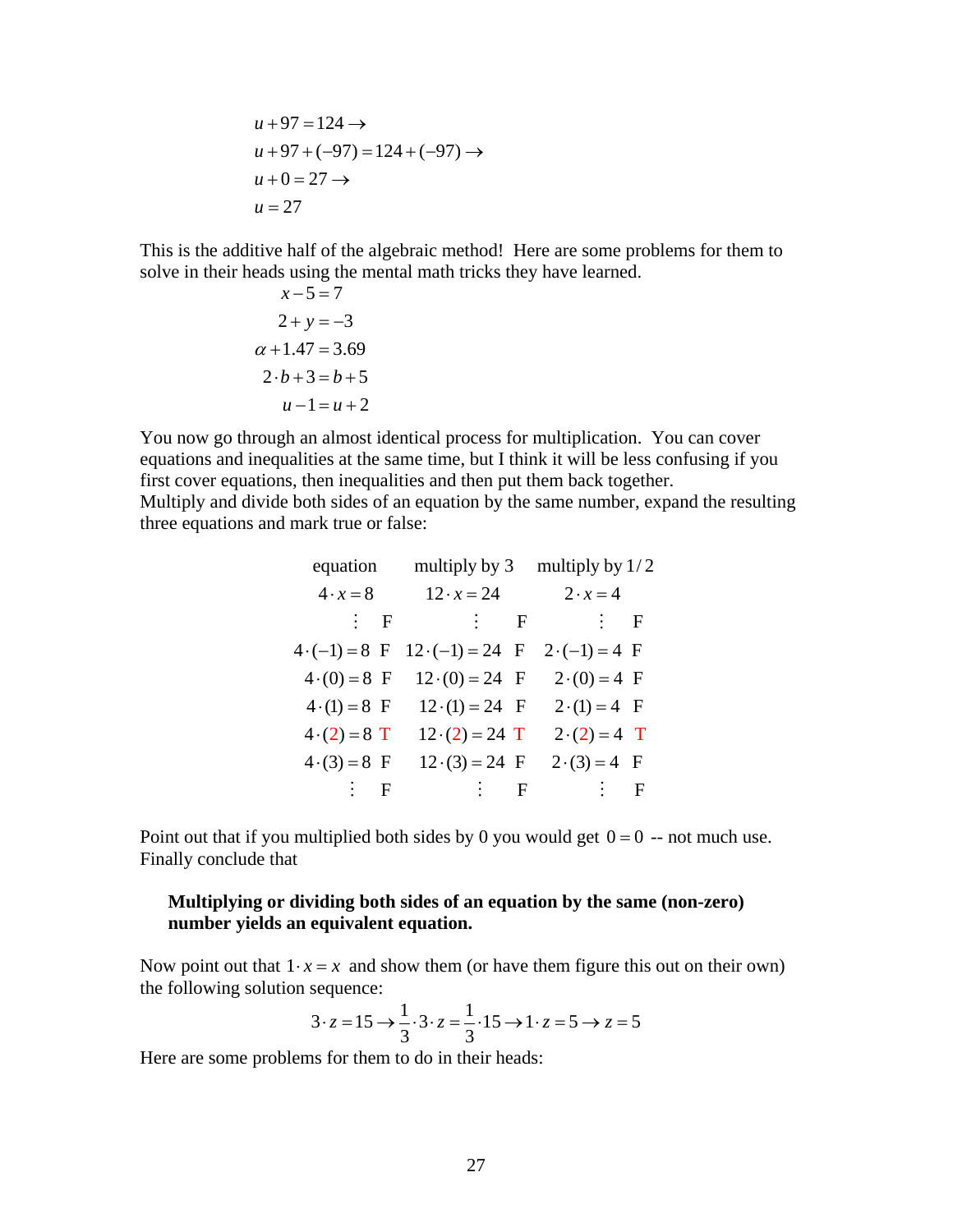$$
\begin{aligned}
&u+97=124 \rightarrow \\
&u+97+(-97)=124+(-97) \rightarrow \\
&u+0=27 \rightarrow \\
&u=27
\end{aligned}
$$

This is the additive half of the algebraic method! Here are some problems for them to solve in their heads using the mental math tricks they have learned.

$$
\begin{aligned}
x-5&=7 \\
2+y&=-3 \\
\alpha+1.47&=3.69 \\
2\cdot b+3&=b+5 \\
u-1&=u+2
\end{aligned}
$$

You now go through an almost identical process for multiplication. You can cover equations and inequalities at the same time, but I think it will be less confusing if you first cover equations, then inequalities and then put them back together.
Multiply and divide both sides of an equation by the same number, expand the resulting three equations and mark true or false:

| equation | | multiply by 3 | | multiply by $1/2$ | |
|---|---|---|---|---|---|
| $4\cdot x=8$ | | $12\cdot x=24$ | | $2\cdot x=4$ | |
| $\vdots$ | F | $\vdots$ | F | $\vdots$ | F |
| $4\cdot(-1)=8$ | F | $12\cdot(-1)=24$ | F | $2\cdot(-1)=4$ | F |
| $4\cdot(0)=8$ | F | $12\cdot(0)=24$ | F | $2\cdot(0)=4$ | F |
| $4\cdot(1)=8$ | F | $12\cdot(1)=24$ | F | $2\cdot(1)=4$ | F |
| $4\cdot(2)=8$ | T | $12\cdot(2)=24$ | T | $2\cdot(2)=4$ | T |
| $4\cdot(3)=8$ | F | $12\cdot(3)=24$ | F | $2\cdot(3)=4$ | F |
| $\vdots$ | F | $\vdots$ | F | $\vdots$ | F |

Point out that if you multiplied both sides by 0 you would get $0=0$ -- not much use.
Finally conclude that

> **Multiplying or dividing both sides of an equation by the same (non-zero) number yields an equivalent equation.**

Now point out that $1\cdot x=x$ and show them (or have them figure this out on their own) the following solution sequence:

$$
3\cdot z=15 \rightarrow \frac{1}{3}\cdot 3\cdot z=\frac{1}{3}\cdot 15 \rightarrow 1\cdot z=5 \rightarrow z=5
$$

Here are some problems for them to do in their heads: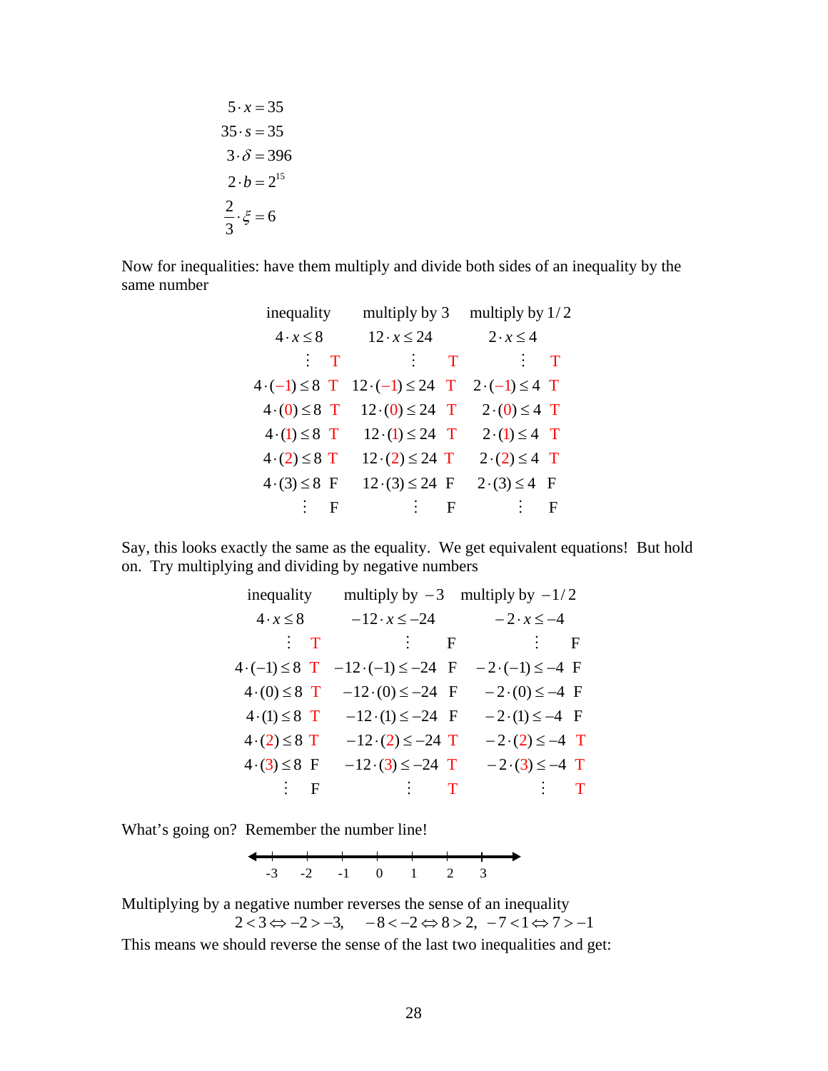$$5 \cdot x = 35$$
$$35 \cdot s = 35$$
$$3 \cdot \delta = 396$$
$$2 \cdot b = 2^{15}$$
$$\frac{2}{3} \cdot \xi = 6$$

Now for inequalities: have them multiply and divide both sides of an inequality by the same number

| inequality | | multiply by 3 | | multiply by 1/2 | |
|---|---|---|---|---|---|
| $4 \cdot x \le 8$ | | $12 \cdot x \le 24$ | | $2 \cdot x \le 4$ | |
| $\vdots$ | T | $\vdots$ | T | $\vdots$ | T |
| $4 \cdot (-1) \le 8$ | T | $12 \cdot (-1) \le 24$ | T | $2 \cdot (-1) \le 4$ | T |
| $4 \cdot (0) \le 8$ | T | $12 \cdot (0) \le 24$ | T | $2 \cdot (0) \le 4$ | T |
| $4 \cdot (1) \le 8$ | T | $12 \cdot (1) \le 24$ | T | $2 \cdot (1) \le 4$ | T |
| $4 \cdot (2) \le 8$ | T | $12 \cdot (2) \le 24$ | T | $2 \cdot (2) \le 4$ | T |
| $4 \cdot (3) \le 8$ | F | $12 \cdot (3) \le 24$ | F | $2 \cdot (3) \le 4$ | F |
| $\vdots$ | F | $\vdots$ | F | $\vdots$ | F |

Say, this looks exactly the same as the equality. We get equivalent equations! But hold on. Try multiplying and dividing by negative numbers

| inequality | | multiply by $-3$ | | multiply by $-1/2$ | |
|---|---|---|---|---|---|
| $4 \cdot x \le 8$ | | $-12 \cdot x \le -24$ | | $-2 \cdot x \le -4$ | |
| $\vdots$ | T | $\vdots$ | F | $\vdots$ | F |
| $4 \cdot (-1) \le 8$ | T | $-12 \cdot (-1) \le -24$ | F | $-2 \cdot (-1) \le -4$ | F |
| $4 \cdot (0) \le 8$ | T | $-12 \cdot (0) \le -24$ | F | $-2 \cdot (0) \le -4$ | F |
| $4 \cdot (1) \le 8$ | T | $-12 \cdot (1) \le -24$ | F | $-2 \cdot (1) \le -4$ | F |
| $4 \cdot (2) \le 8$ | T | $-12 \cdot (2) \le -24$ | T | $-2 \cdot (2) \le -4$ | T |
| $4 \cdot (3) \le 8$ | F | $-12 \cdot (3) \le -24$ | T | $-2 \cdot (3) \le -4$ | T |
| $\vdots$ | F | $\vdots$ | T | $\vdots$ | T |

What's going on? Remember the number line!

-3 -2 -1 0 1 2 3

Multiplying by a negative number reverses the sense of an inequality

$$2 < 3 \Leftrightarrow -2 > -3, \quad -8 < -2 \Leftrightarrow 8 > 2, \quad -7 < 1 \Leftrightarrow 7 > -1$$

This means we should reverse the sense of the last two inequalities and get: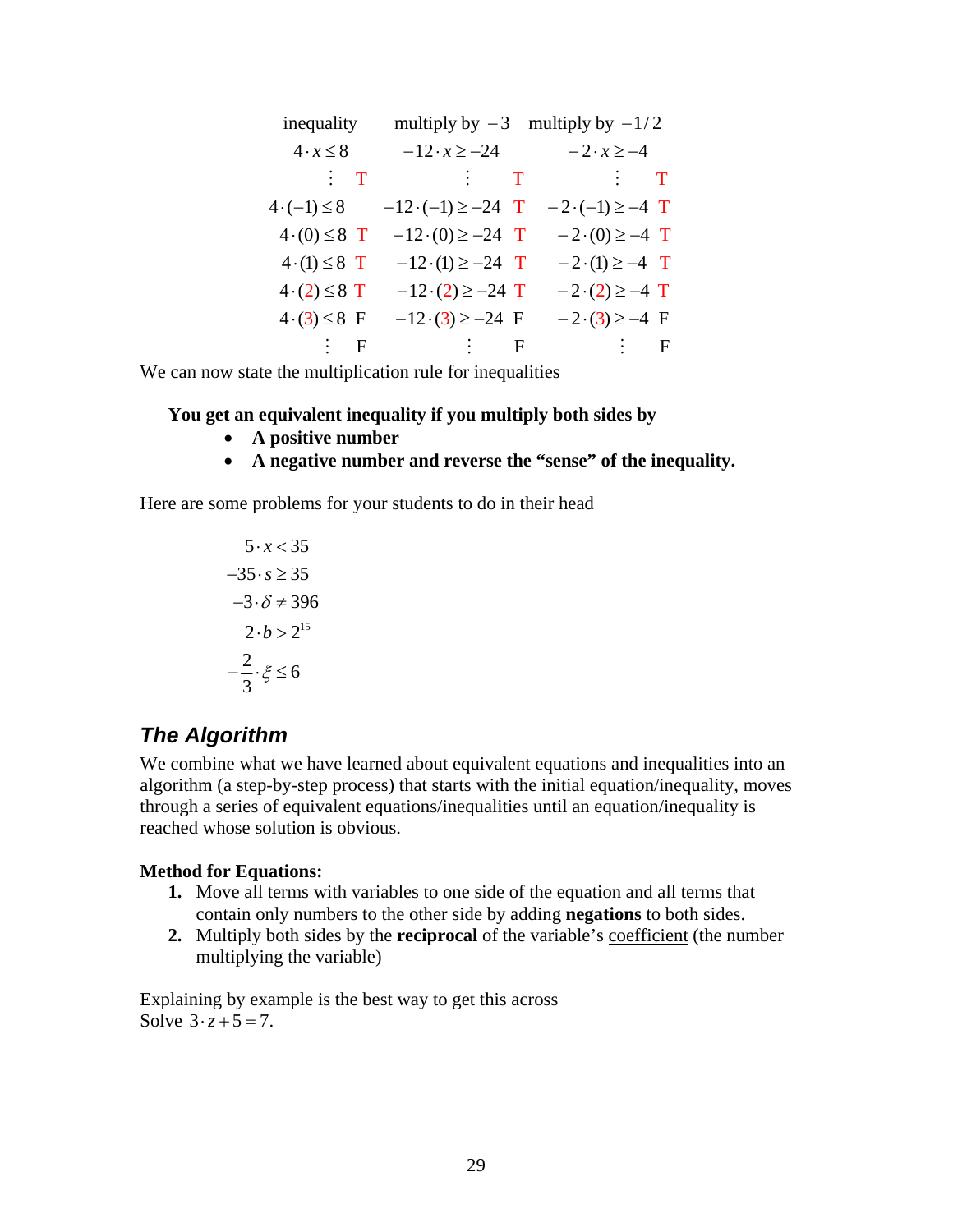| inequality | multiply by $-3$ | multiply by $-1/2$ |
|---|---|---|
| $4 \cdot x \le 8$ | $-12 \cdot x \ge -24$ | $-2 \cdot x \ge -4$ |
| $\vdots$ T | $\vdots$ T | $\vdots$ T |
| $4 \cdot (-1) \le 8$ | $-12 \cdot (-1) \ge -24$ T | $-2 \cdot (-1) \ge -4$ T |
| $4 \cdot (0) \le 8$ T | $-12 \cdot (0) \ge -24$ T | $-2 \cdot (0) \ge -4$ T |
| $4 \cdot (1) \le 8$ T | $-12 \cdot (1) \ge -24$ T | $-2 \cdot (1) \ge -4$ T |
| $4 \cdot (2) \le 8$ T | $-12 \cdot (2) \ge -24$ T | $-2 \cdot (2) \ge -4$ T |
| $4 \cdot (3) \le 8$ F | $-12 \cdot (3) \ge -24$ F | $-2 \cdot (3) \ge -4$ F |
| $\vdots$ F | $\vdots$ F | $\vdots$ F |

We can now state the multiplication rule for inequalities

**You get an equivalent inequality if you multiply both sides by**

- **A positive number**
- **A negative number and reverse the "sense" of the inequality.**

Here are some problems for your students to do in their head

$$5 \cdot x < 35$$

$$-35 \cdot s \ge 35$$

$$-3 \cdot \delta \ne 396$$

$$2 \cdot b > 2^{15}$$

$$-\frac{2}{3} \cdot \xi \le 6$$

## *The Algorithm*

We combine what we have learned about equivalent equations and inequalities into an algorithm (a step-by-step process) that starts with the initial equation/inequality, moves through a series of equivalent equations/inequalities until an equation/inequality is reached whose solution is obvious.

**Method for Equations:**

1. Move all terms with variables to one side of the equation and all terms that contain only numbers to the other side by adding **negations** to both sides.
2. Multiply both sides by the **reciprocal** of the variable's coefficient (the number multiplying the variable)

Explaining by example is the best way to get this across
Solve $3 \cdot z + 5 = 7$.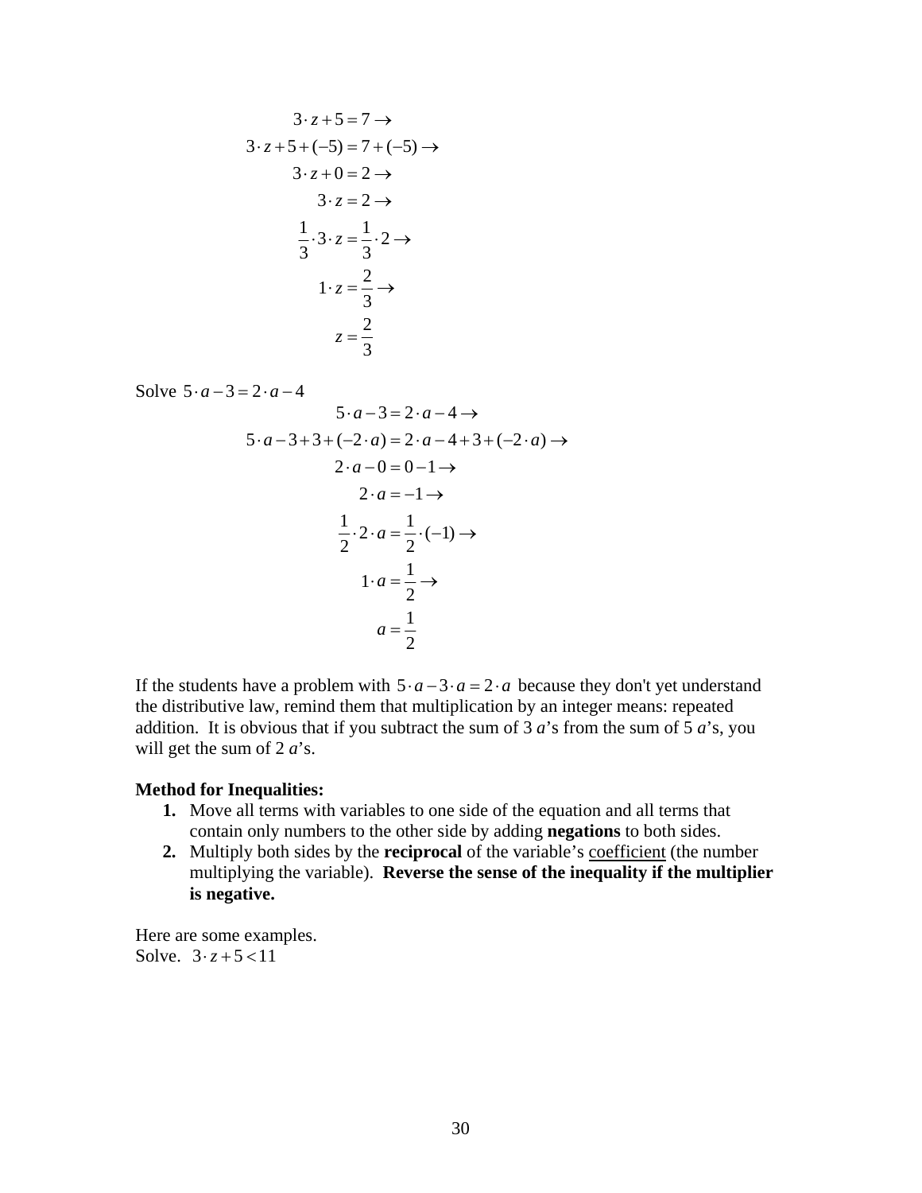$$
\begin{aligned}
3 \cdot z + 5 &= 7 \rightarrow \\
3 \cdot z + 5 + (-5) &= 7 + (-5) \rightarrow \\
3 \cdot z + 0 &= 2 \rightarrow \\
3 \cdot z &= 2 \rightarrow \\
\frac{1}{3} \cdot 3 \cdot z &= \frac{1}{3} \cdot 2 \rightarrow \\
1 \cdot z &= \frac{2}{3} \rightarrow \\
z &= \frac{2}{3}
\end{aligned}
$$

Solve $5 \cdot a - 3 = 2 \cdot a - 4$

$$
\begin{aligned}
5 \cdot a - 3 &= 2 \cdot a - 4 \rightarrow \\
5 \cdot a - 3 + 3 + (-2 \cdot a) &= 2 \cdot a - 4 + 3 + (-2 \cdot a) \rightarrow \\
2 \cdot a - 0 &= 0 - 1 \rightarrow \\
2 \cdot a &= -1 \rightarrow \\
\frac{1}{2} \cdot 2 \cdot a &= \frac{1}{2} \cdot (-1) \rightarrow \\
1 \cdot a &= \frac{1}{2} \rightarrow \\
a &= \frac{1}{2}
\end{aligned}
$$

If the students have a problem with $5 \cdot a - 3 \cdot a = 2 \cdot a$ because they don't yet understand the distributive law, remind them that multiplication by an integer means: repeated addition. It is obvious that if you subtract the sum of 3 *a*'s from the sum of 5 *a*'s, you will get the sum of 2 *a*'s.

**Method for Inequalities:**

1. Move all terms with variables to one side of the equation and all terms that contain only numbers to the other side by adding **negations** to both sides.
2. Multiply both sides by the **reciprocal** of the variable's coefficient (the number multiplying the variable). **Reverse the sense of the inequality if the multiplier is negative.**

Here are some examples.
Solve. $3 \cdot z + 5 < 11$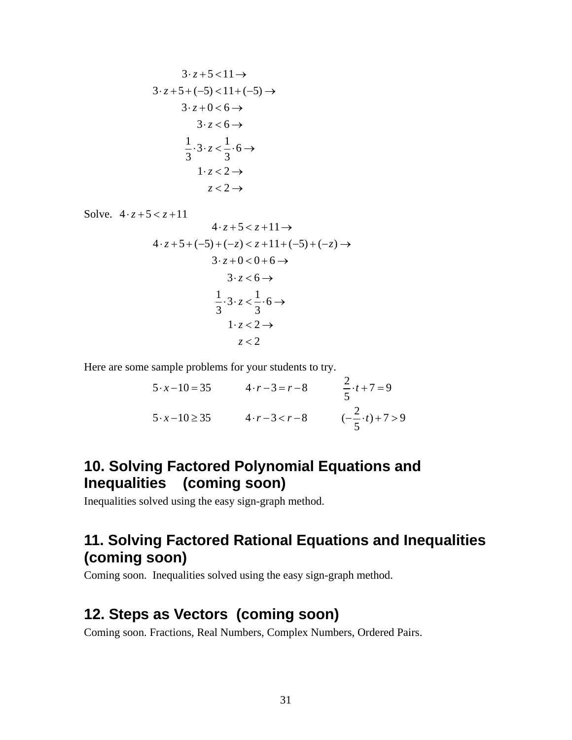$$
\begin{aligned}
3\cdot z+5<11 &\rightarrow\\
3\cdot z+5+(-5)<11+(-5) &\rightarrow\\
3\cdot z+0<6 &\rightarrow\\
3\cdot z<6 &\rightarrow\\
\frac{1}{3}\cdot 3\cdot z<\frac{1}{3}\cdot 6 &\rightarrow\\
1\cdot z<2 &\rightarrow\\
z<2 &\rightarrow
\end{aligned}
$$

Solve. $4\cdot z+5<z+11$

$$
\begin{aligned}
4\cdot z+5<z+11 &\rightarrow\\
4\cdot z+5+(-5)+(-z)<z+11+(-5)+(-z) &\rightarrow\\
3\cdot z+0<0+6 &\rightarrow\\
3\cdot z<6 &\rightarrow\\
\frac{1}{3}\cdot 3\cdot z<\frac{1}{3}\cdot 6 &\rightarrow\\
1\cdot z<2 &\rightarrow\\
z<2 &
\end{aligned}
$$

Here are some sample problems for your students to try.

$5\cdot x-10=35$ $\qquad 4\cdot r-3=r-8$ $\qquad \frac{2}{5}\cdot t+7=9$

$5\cdot x-10\geq 35$ $\qquad 4\cdot r-3<r-8$ $\qquad (-\frac{2}{5}\cdot t)+7>9$

## 10. Solving Factored Polynomial Equations and Inequalities (coming soon)

Inequalities solved using the easy sign-graph method.

## 11. Solving Factored Rational Equations and Inequalities (coming soon)

Coming soon. Inequalities solved using the easy sign-graph method.

## 12. Steps as Vectors (coming soon)

Coming soon. Fractions, Real Numbers, Complex Numbers, Ordered Pairs.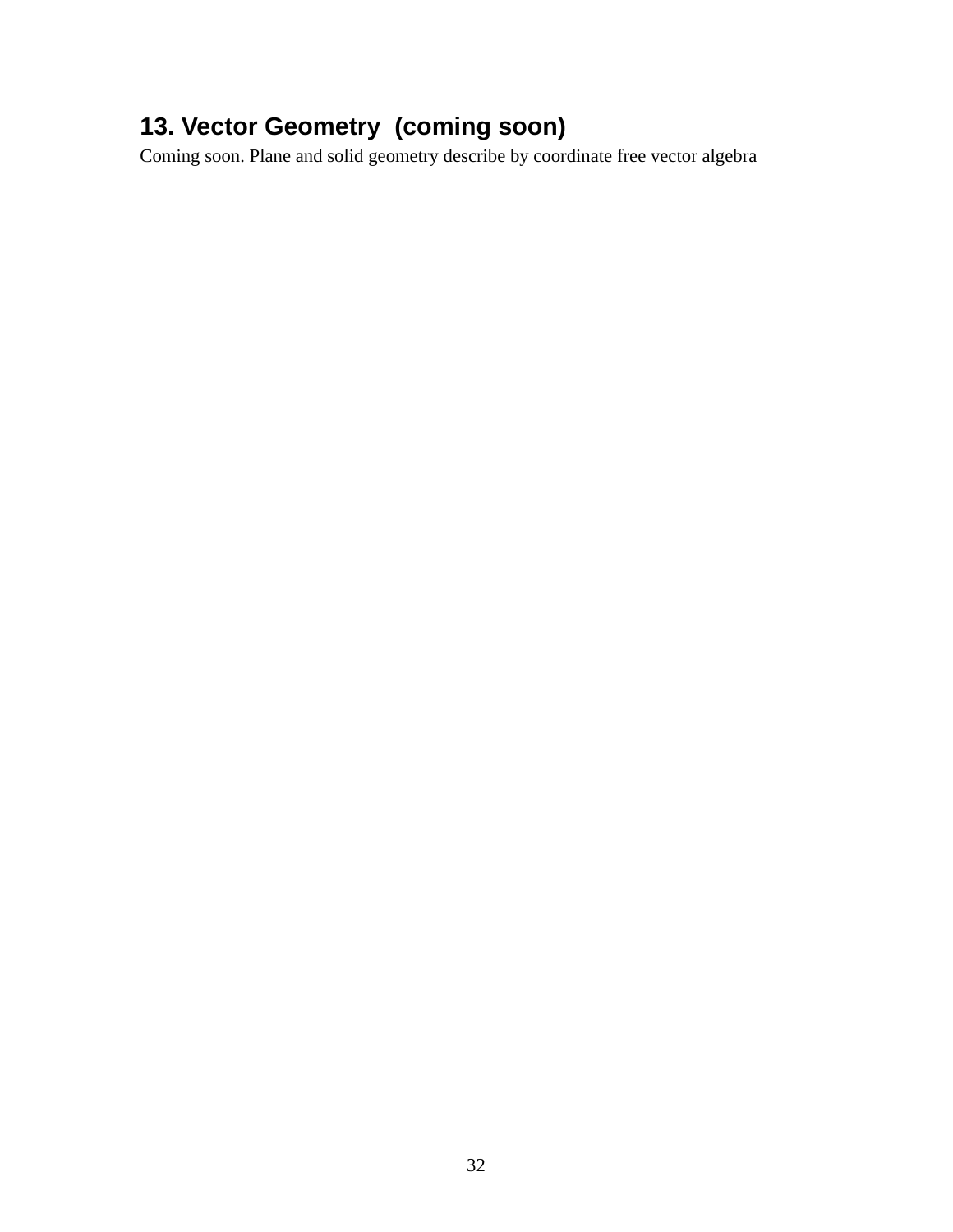## 13. Vector Geometry  (coming soon)

Coming soon. Plane and solid geometry describe by coordinate free vector algebra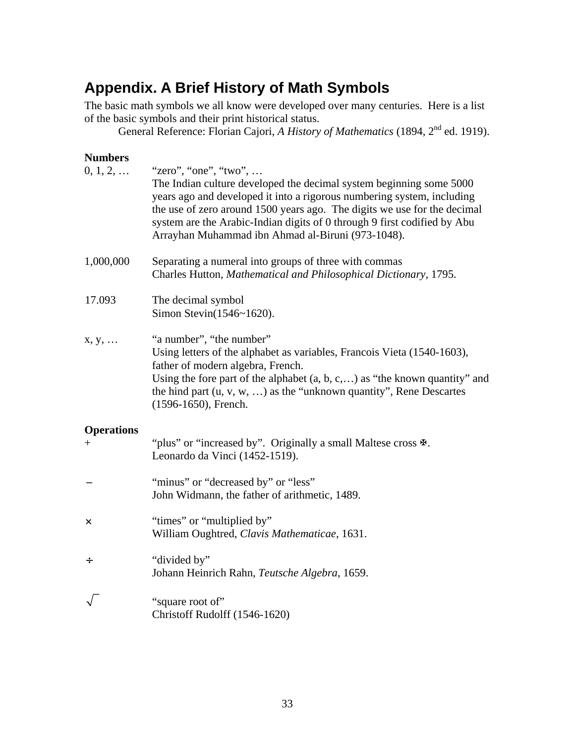## Appendix. A Brief History of Math Symbols

The basic math symbols we all know were developed over many centuries. Here is a list of the basic symbols and their print historical status.

General Reference: Florian Cajori, *A History of Mathematics* (1894, 2nd ed. 1919).

**Numbers**

0, 1, 2, … — "zero", "one", "two", …
The Indian culture developed the decimal system beginning some 5000 years ago and developed it into a rigorous numbering system, including the use of zero around 1500 years ago. The digits we use for the decimal system are the Arabic-Indian digits of 0 through 9 first codified by Abu Arrayhan Muhammad ibn Ahmad al-Biruni (973-1048).

1,000,000 — Separating a numeral into groups of three with commas
Charles Hutton, *Mathematical and Philosophical Dictionary*, 1795.

17.093 — The decimal symbol
Simon Stevin(1546~1620).

x, y, … — "a number", "the number"
Using letters of the alphabet as variables, Francois Vieta (1540-1603), father of modern algebra, French.
Using the fore part of the alphabet (a, b, c,…) as "the known quantity" and the hind part (u, v, w, …) as the "unknown quantity", Rene Descartes (1596-1650), French.

**Operations**

\+ — "plus" or "increased by". Originally a small Maltese cross ✠.
Leonardo da Vinci (1452-1519).

− — "minus" or "decreased by" or "less"
John Widmann, the father of arithmetic, 1489.

× — "times" or "multiplied by"
William Oughtred, *Clavis Mathematicae*, 1631.

÷ — "divided by"
Johann Heinrich Rahn, *Teutsche Algebra*, 1659.

$\sqrt{\ }$ — "square root of"
Christoff Rudolff (1546-1620)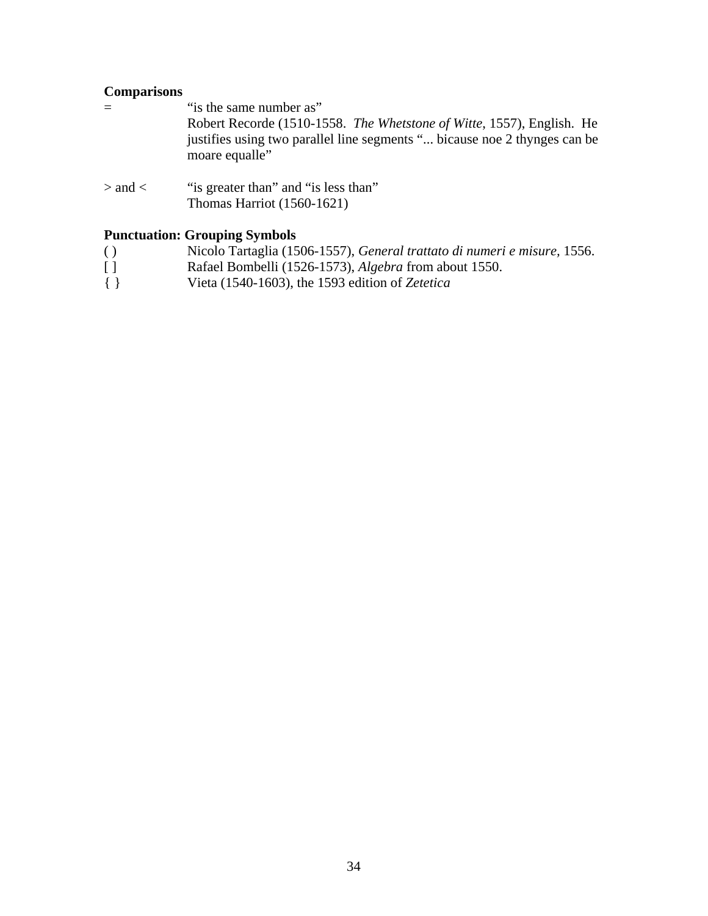**Comparisons**

= "is the same number as"
Robert Recorde (1510-1558. *The Whetstone of Witte*, 1557), English. He justifies using two parallel line segments "... bicause noe 2 thynges can be moare equalle"

> and < "is greater than" and "is less than"
Thomas Harriot (1560-1621)

**Punctuation: Grouping Symbols**

( ) Nicolo Tartaglia (1506-1557), *General trattato di numeri e misure*, 1556.
[ ] Rafael Bombelli (1526-1573), *Algebra* from about 1550.
{ } Vieta (1540-1603), the 1593 edition of *Zetetica*